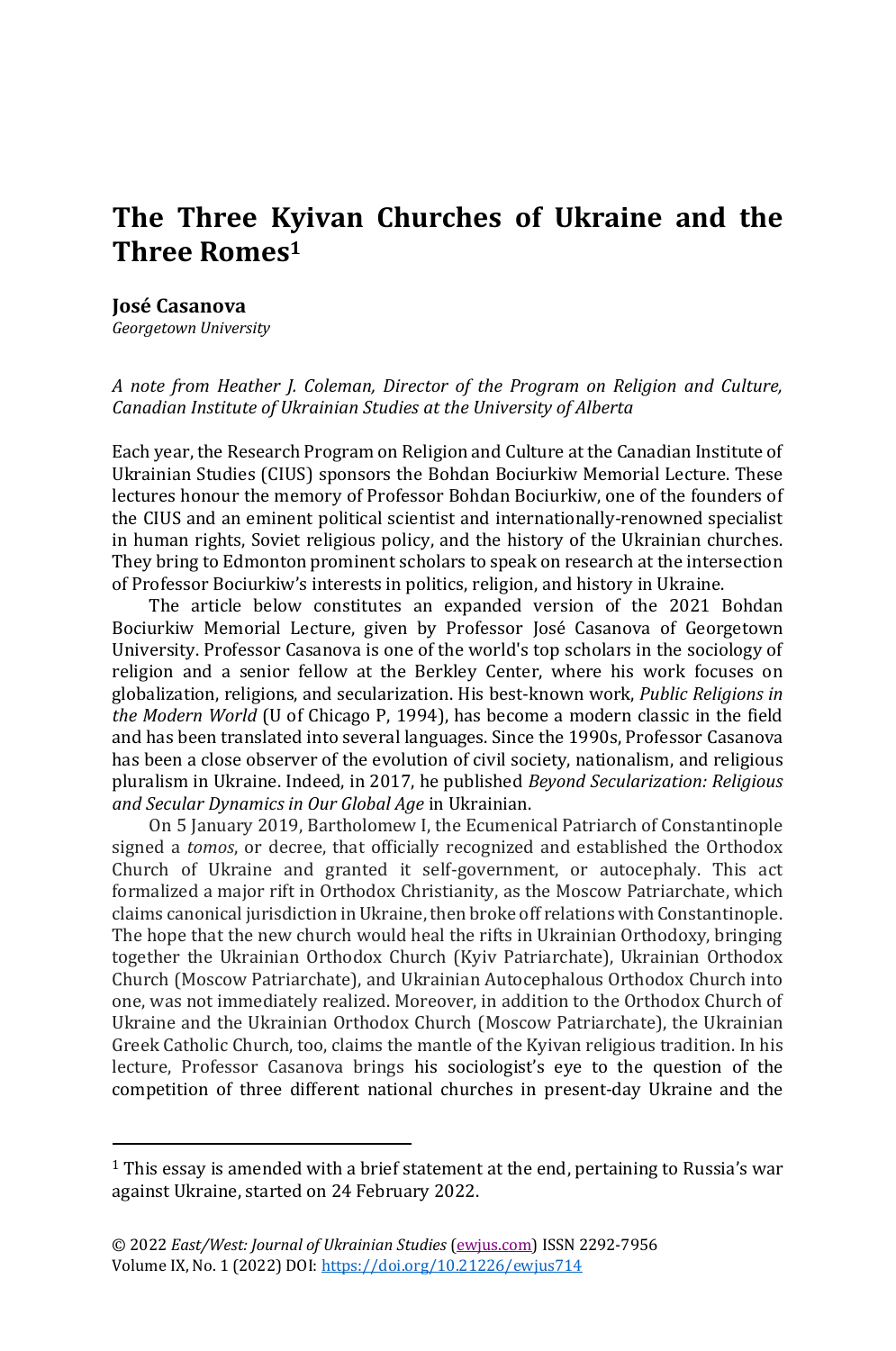# The Three Kyivan Churches of Ukraine and the Three Romes[1]

**José Casanova**
*Georgetown University*

*A note from Heather J. Coleman, Director of the Program on Religion and Culture, Canadian Institute of Ukrainian Studies at the University of Alberta*

Each year, the Research Program on Religion and Culture at the Canadian Institute of Ukrainian Studies (CIUS) sponsors the Bohdan Bociurkiw Memorial Lecture. These lectures honour the memory of Professor Bohdan Bociurkiw, one of the founders of the CIUS and an eminent political scientist and internationally-renowned specialist in human rights, Soviet religious policy, and the history of the Ukrainian churches. They bring to Edmonton prominent scholars to speak on research at the intersection of Professor Bociurkiw's interests in politics, religion, and history in Ukraine.

The article below constitutes an expanded version of the 2021 Bohdan Bociurkiw Memorial Lecture, given by Professor José Casanova of Georgetown University. Professor Casanova is one of the world's top scholars in the sociology of religion and a senior fellow at the Berkley Center, where his work focuses on globalization, religions, and secularization. His best-known work, *Public Religions in the Modern World* (U of Chicago P, 1994), has become a modern classic in the field and has been translated into several languages. Since the 1990s, Professor Casanova has been a close observer of the evolution of civil society, nationalism, and religious pluralism in Ukraine. Indeed, in 2017, he published *Beyond Secularization: Religious and Secular Dynamics in Our Global Age* in Ukrainian.

On 5 January 2019, Bartholomew I, the Ecumenical Patriarch of Constantinople signed a *tomos*, or decree, that officially recognized and established the Orthodox Church of Ukraine and granted it self-government, or autocephaly. This act formalized a major rift in Orthodox Christianity, as the Moscow Patriarchate, which claims canonical jurisdiction in Ukraine, then broke off relations with Constantinople. The hope that the new church would heal the rifts in Ukrainian Orthodoxy, bringing together the Ukrainian Orthodox Church (Kyiv Patriarchate), Ukrainian Orthodox Church (Moscow Patriarchate), and Ukrainian Autocephalous Orthodox Church into one, was not immediately realized. Moreover, in addition to the Orthodox Church of Ukraine and the Ukrainian Orthodox Church (Moscow Patriarchate), the Ukrainian Greek Catholic Church, too, claims the mantle of the Kyivan religious tradition. In his lecture, Professor Casanova brings his sociologist's eye to the question of the competition of three different national churches in present-day Ukraine and the

[1] This essay is amended with a brief statement at the end, pertaining to Russia's war against Ukraine, started on 24 February 2022.

© 2022 *East/West: Journal of Ukrainian Studies* (ewjus.com) ISSN 2292-7956
Volume IX, No. 1 (2022) DOI: https://doi.org/10.21226/ewjus714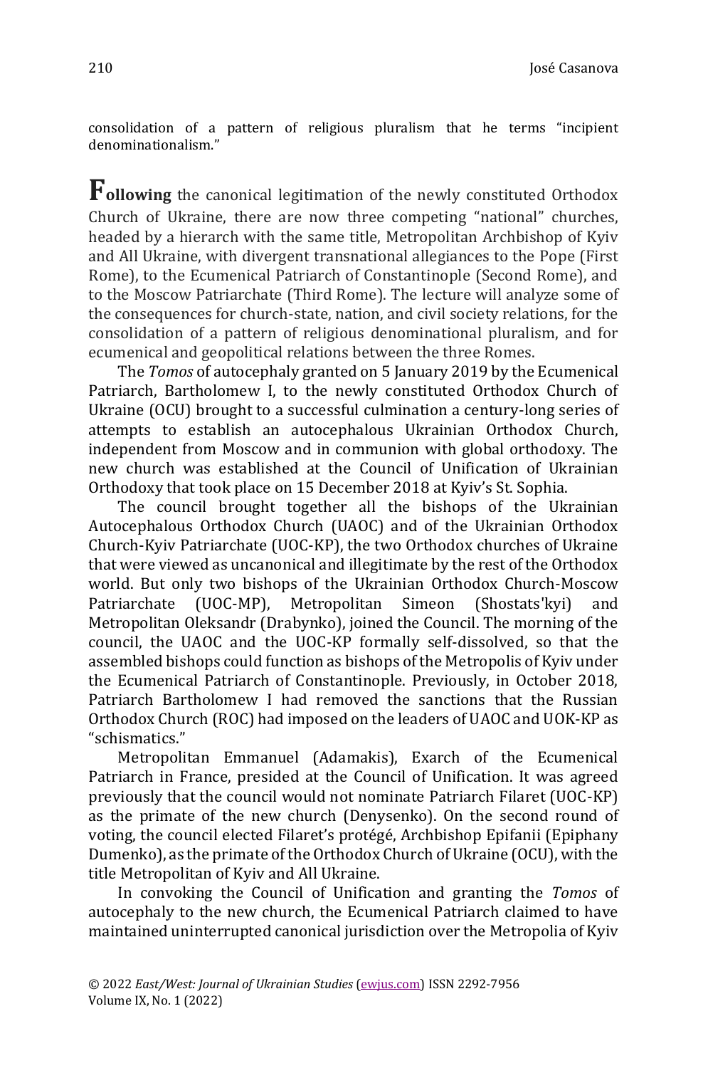consolidation of a pattern of religious pluralism that he terms "incipient denominationalism."

**Following** the canonical legitimation of the newly constituted Orthodox Church of Ukraine, there are now three competing "national" churches, headed by a hierarch with the same title, Metropolitan Archbishop of Kyiv and All Ukraine, with divergent transnational allegiances to the Pope (First Rome), to the Ecumenical Patriarch of Constantinople (Second Rome), and to the Moscow Patriarchate (Third Rome). The lecture will analyze some of the consequences for church-state, nation, and civil society relations, for the consolidation of a pattern of religious denominational pluralism, and for ecumenical and geopolitical relations between the three Romes.

The *Tomos* of autocephaly granted on 5 January 2019 by the Ecumenical Patriarch, Bartholomew I, to the newly constituted Orthodox Church of Ukraine (OCU) brought to a successful culmination a century-long series of attempts to establish an autocephalous Ukrainian Orthodox Church, independent from Moscow and in communion with global orthodoxy. The new church was established at the Council of Unification of Ukrainian Orthodoxy that took place on 15 December 2018 at Kyiv's St. Sophia.

The council brought together all the bishops of the Ukrainian Autocephalous Orthodox Church (UAOC) and of the Ukrainian Orthodox Church-Kyiv Patriarchate (UOC-KP), the two Orthodox churches of Ukraine that were viewed as uncanonical and illegitimate by the rest of the Orthodox world. But only two bishops of the Ukrainian Orthodox Church-Moscow Patriarchate (UOC-MP), Metropolitan Simeon (Shostats'kyi) and Metropolitan Oleksandr (Drabynko), joined the Council. The morning of the council, the UAOC and the UOC-KP formally self-dissolved, so that the assembled bishops could function as bishops of the Metropolis of Kyiv under the Ecumenical Patriarch of Constantinople. Previously, in October 2018, Patriarch Bartholomew I had removed the sanctions that the Russian Orthodox Church (ROC) had imposed on the leaders of UAOC and UOK-KP as "schismatics."

Metropolitan Emmanuel (Adamakis), Exarch of the Ecumenical Patriarch in France, presided at the Council of Unification. It was agreed previously that the council would not nominate Patriarch Filaret (UOC-KP) as the primate of the new church (Denysenko). On the second round of voting, the council elected Filaret's protégé, Archbishop Epifanii (Epiphany Dumenko), as the primate of the Orthodox Church of Ukraine (OCU), with the title Metropolitan of Kyiv and All Ukraine.

In convoking the Council of Unification and granting the *Tomos* of autocephaly to the new church, the Ecumenical Patriarch claimed to have maintained uninterrupted canonical jurisdiction over the Metropolia of Kyiv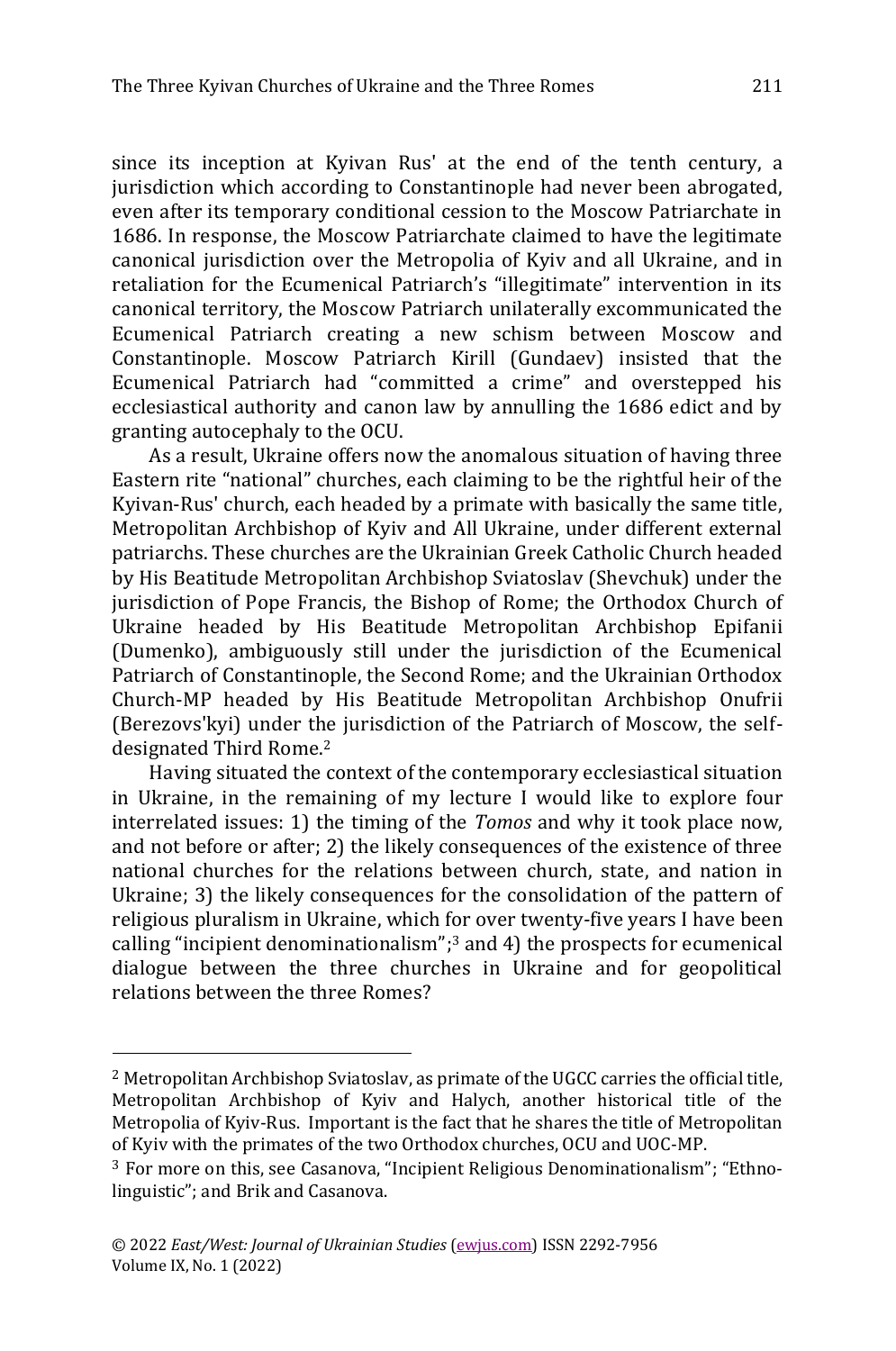since its inception at Kyivan Rus' at the end of the tenth century, a jurisdiction which according to Constantinople had never been abrogated, even after its temporary conditional cession to the Moscow Patriarchate in 1686. In response, the Moscow Patriarchate claimed to have the legitimate canonical jurisdiction over the Metropolia of Kyiv and all Ukraine, and in retaliation for the Ecumenical Patriarch's "illegitimate" intervention in its canonical territory, the Moscow Patriarch unilaterally excommunicated the Ecumenical Patriarch creating a new schism between Moscow and Constantinople. Moscow Patriarch Kirill (Gundaev) insisted that the Ecumenical Patriarch had "committed a crime" and overstepped his ecclesiastical authority and canon law by annulling the 1686 edict and by granting autocephaly to the OCU.

As a result, Ukraine offers now the anomalous situation of having three Eastern rite "national" churches, each claiming to be the rightful heir of the Kyivan-Rus' church, each headed by a primate with basically the same title, Metropolitan Archbishop of Kyiv and All Ukraine, under different external patriarchs. These churches are the Ukrainian Greek Catholic Church headed by His Beatitude Metropolitan Archbishop Sviatoslav (Shevchuk) under the jurisdiction of Pope Francis, the Bishop of Rome; the Orthodox Church of Ukraine headed by His Beatitude Metropolitan Archbishop Epifanii (Dumenko), ambiguously still under the jurisdiction of the Ecumenical Patriarch of Constantinople, the Second Rome; and the Ukrainian Orthodox Church-MP headed by His Beatitude Metropolitan Archbishop Onufrii (Berezovs'kyi) under the jurisdiction of the Patriarch of Moscow, the self-designated Third Rome.[2]

Having situated the context of the contemporary ecclesiastical situation in Ukraine, in the remaining of my lecture I would like to explore four interrelated issues: 1) the timing of the *Tomos* and why it took place now, and not before or after; 2) the likely consequences of the existence of three national churches for the relations between church, state, and nation in Ukraine; 3) the likely consequences for the consolidation of the pattern of religious pluralism in Ukraine, which for over twenty-five years I have been calling "incipient denominationalism";[3] and 4) the prospects for ecumenical dialogue between the three churches in Ukraine and for geopolitical relations between the three Romes?

---

[2] Metropolitan Archbishop Sviatoslav, as primate of the UGCC carries the official title, Metropolitan Archbishop of Kyiv and Halych, another historical title of the Metropolia of Kyiv-Rus. Important is the fact that he shares the title of Metropolitan of Kyiv with the primates of the two Orthodox churches, OCU and UOC-MP.

[3] For more on this, see Casanova, "Incipient Religious Denominationalism"; "Ethno-linguistic"; and Brik and Casanova.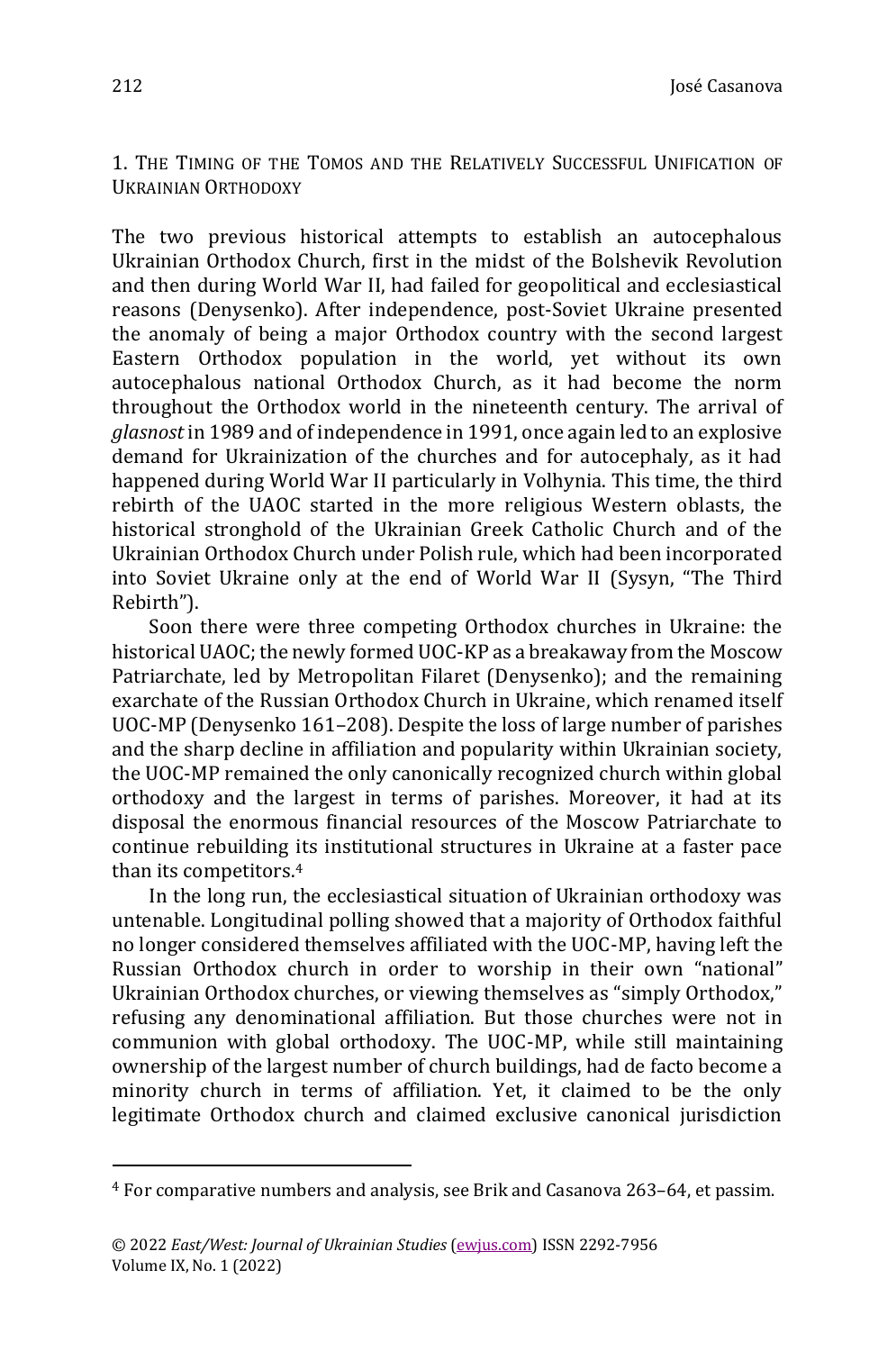## 1. The Timing of the Tomos and the Relatively Successful Unification of Ukrainian Orthodoxy

The two previous historical attempts to establish an autocephalous Ukrainian Orthodox Church, first in the midst of the Bolshevik Revolution and then during World War II, had failed for geopolitical and ecclesiastical reasons (Denysenko). After independence, post-Soviet Ukraine presented the anomaly of being a major Orthodox country with the second largest Eastern Orthodox population in the world, yet without its own autocephalous national Orthodox Church, as it had become the norm throughout the Orthodox world in the nineteenth century. The arrival of *glasnost* in 1989 and of independence in 1991, once again led to an explosive demand for Ukrainization of the churches and for autocephaly, as it had happened during World War II particularly in Volhynia. This time, the third rebirth of the UAOC started in the more religious Western oblasts, the historical stronghold of the Ukrainian Greek Catholic Church and of the Ukrainian Orthodox Church under Polish rule, which had been incorporated into Soviet Ukraine only at the end of World War II (Sysyn, "The Third Rebirth").

Soon there were three competing Orthodox churches in Ukraine: the historical UAOC; the newly formed UOC-KP as a breakaway from the Moscow Patriarchate, led by Metropolitan Filaret (Denysenko); and the remaining exarchate of the Russian Orthodox Church in Ukraine, which renamed itself UOC-MP (Denysenko 161–208). Despite the loss of large number of parishes and the sharp decline in affiliation and popularity within Ukrainian society, the UOC-MP remained the only canonically recognized church within global orthodoxy and the largest in terms of parishes. Moreover, it had at its disposal the enormous financial resources of the Moscow Patriarchate to continue rebuilding its institutional structures in Ukraine at a faster pace than its competitors.[4]

In the long run, the ecclesiastical situation of Ukrainian orthodoxy was untenable. Longitudinal polling showed that a majority of Orthodox faithful no longer considered themselves affiliated with the UOC-MP, having left the Russian Orthodox church in order to worship in their own "national" Ukrainian Orthodox churches, or viewing themselves as "simply Orthodox," refusing any denominational affiliation. But those churches were not in communion with global orthodoxy. The UOC-MP, while still maintaining ownership of the largest number of church buildings, had de facto become a minority church in terms of affiliation. Yet, it claimed to be the only legitimate Orthodox church and claimed exclusive canonical jurisdiction

---

[4] For comparative numbers and analysis, see Brik and Casanova 263–64, et passim.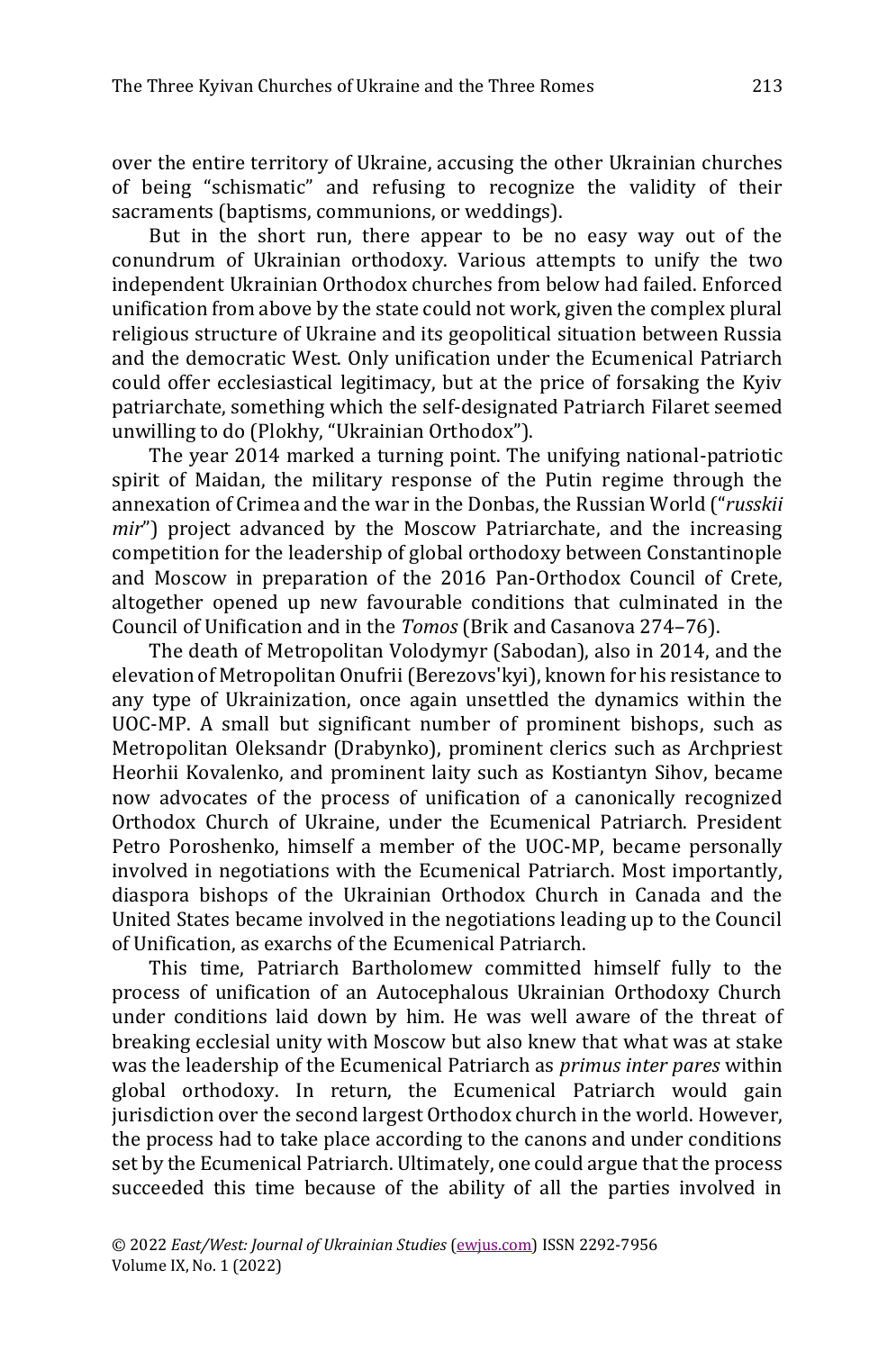over the entire territory of Ukraine, accusing the other Ukrainian churches of being "schismatic" and refusing to recognize the validity of their sacraments (baptisms, communions, or weddings).

But in the short run, there appear to be no easy way out of the conundrum of Ukrainian orthodoxy. Various attempts to unify the two independent Ukrainian Orthodox churches from below had failed. Enforced unification from above by the state could not work, given the complex plural religious structure of Ukraine and its geopolitical situation between Russia and the democratic West. Only unification under the Ecumenical Patriarch could offer ecclesiastical legitimacy, but at the price of forsaking the Kyiv patriarchate, something which the self-designated Patriarch Filaret seemed unwilling to do (Plokhy, "Ukrainian Orthodox").

The year 2014 marked a turning point. The unifying national-patriotic spirit of Maidan, the military response of the Putin regime through the annexation of Crimea and the war in the Donbas, the Russian World ("*russkii mir*") project advanced by the Moscow Patriarchate, and the increasing competition for the leadership of global orthodoxy between Constantinople and Moscow in preparation of the 2016 Pan-Orthodox Council of Crete, altogether opened up new favourable conditions that culminated in the Council of Unification and in the *Tomos* (Brik and Casanova 274–76).

The death of Metropolitan Volodymyr (Sabodan), also in 2014, and the elevation of Metropolitan Onufrii (Berezovs'kyi), known for his resistance to any type of Ukrainization, once again unsettled the dynamics within the UOC-MP. A small but significant number of prominent bishops, such as Metropolitan Oleksandr (Drabynko), prominent clerics such as Archpriest Heorhii Kovalenko, and prominent laity such as Kostiantyn Sihov, became now advocates of the process of unification of a canonically recognized Orthodox Church of Ukraine, under the Ecumenical Patriarch. President Petro Poroshenko, himself a member of the UOC-MP, became personally involved in negotiations with the Ecumenical Patriarch. Most importantly, diaspora bishops of the Ukrainian Orthodox Church in Canada and the United States became involved in the negotiations leading up to the Council of Unification, as exarchs of the Ecumenical Patriarch.

This time, Patriarch Bartholomew committed himself fully to the process of unification of an Autocephalous Ukrainian Orthodoxy Church under conditions laid down by him. He was well aware of the threat of breaking ecclesial unity with Moscow but also knew that what was at stake was the leadership of the Ecumenical Patriarch as *primus inter pares* within global orthodoxy. In return, the Ecumenical Patriarch would gain jurisdiction over the second largest Orthodox church in the world. However, the process had to take place according to the canons and under conditions set by the Ecumenical Patriarch. Ultimately, one could argue that the process succeeded this time because of the ability of all the parties involved in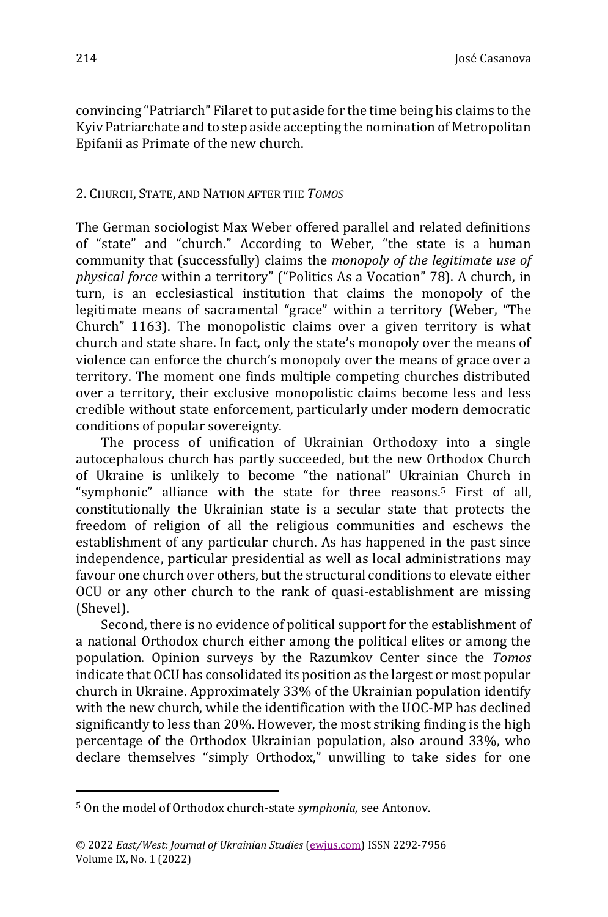convincing "Patriarch" Filaret to put aside for the time being his claims to the Kyiv Patriarchate and to step aside accepting the nomination of Metropolitan Epifanii as Primate of the new church.

## 2. Church, State, and Nation after the *Tomos*

The German sociologist Max Weber offered parallel and related definitions of "state" and "church." According to Weber, "the state is a human community that (successfully) claims the *monopoly of the legitimate use of physical force* within a territory" ("Politics As a Vocation" 78). A church, in turn, is an ecclesiastical institution that claims the monopoly of the legitimate means of sacramental "grace" within a territory (Weber, "The Church" 1163). The monopolistic claims over a given territory is what church and state share. In fact, only the state's monopoly over the means of violence can enforce the church's monopoly over the means of grace over a territory. The moment one finds multiple competing churches distributed over a territory, their exclusive monopolistic claims become less and less credible without state enforcement, particularly under modern democratic conditions of popular sovereignty.

The process of unification of Ukrainian Orthodoxy into a single autocephalous church has partly succeeded, but the new Orthodox Church of Ukraine is unlikely to become "the national" Ukrainian Church in "symphonic" alliance with the state for three reasons.[5] First of all, constitutionally the Ukrainian state is a secular state that protects the freedom of religion of all the religious communities and eschews the establishment of any particular church. As has happened in the past since independence, particular presidential as well as local administrations may favour one church over others, but the structural conditions to elevate either OCU or any other church to the rank of quasi-establishment are missing (Shevel).

Second, there is no evidence of political support for the establishment of a national Orthodox church either among the political elites or among the population. Opinion surveys by the Razumkov Center since the *Tomos* indicate that OCU has consolidated its position as the largest or most popular church in Ukraine. Approximately 33% of the Ukrainian population identify with the new church, while the identification with the UOC-MP has declined significantly to less than 20%. However, the most striking finding is the high percentage of the Orthodox Ukrainian population, also around 33%, who declare themselves "simply Orthodox," unwilling to take sides for one

[5] On the model of Orthodox church-state *symphonia,* see Antonov.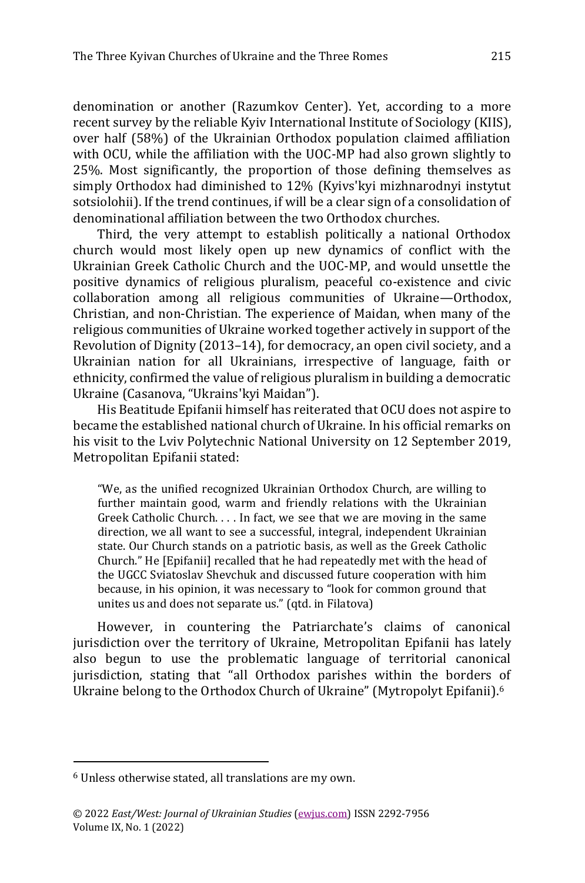denomination or another (Razumkov Center). Yet, according to a more recent survey by the reliable Kyiv International Institute of Sociology (KIIS), over half (58%) of the Ukrainian Orthodox population claimed affiliation with OCU, while the affiliation with the UOC-MP had also grown slightly to 25%. Most significantly, the proportion of those defining themselves as simply Orthodox had diminished to 12% (Kyivs'kyi mizhnarodnyi instytut sotsiolohii). If the trend continues, if will be a clear sign of a consolidation of denominational affiliation between the two Orthodox churches.

Third, the very attempt to establish politically a national Orthodox church would most likely open up new dynamics of conflict with the Ukrainian Greek Catholic Church and the UOC-MP, and would unsettle the positive dynamics of religious pluralism, peaceful co-existence and civic collaboration among all religious communities of Ukraine—Orthodox, Christian, and non-Christian. The experience of Maidan, when many of the religious communities of Ukraine worked together actively in support of the Revolution of Dignity (2013–14), for democracy, an open civil society, and a Ukrainian nation for all Ukrainians, irrespective of language, faith or ethnicity, confirmed the value of religious pluralism in building a democratic Ukraine (Casanova, "Ukrains'kyi Maidan").

His Beatitude Epifanii himself has reiterated that OCU does not aspire to became the established national church of Ukraine. In his official remarks on his visit to the Lviv Polytechnic National University on 12 September 2019, Metropolitan Epifanii stated:

> "We, as the unified recognized Ukrainian Orthodox Church, are willing to further maintain good, warm and friendly relations with the Ukrainian Greek Catholic Church. . . . In fact, we see that we are moving in the same direction, we all want to see a successful, integral, independent Ukrainian state. Our Church stands on a patriotic basis, as well as the Greek Catholic Church." He [Epifanii] recalled that he had repeatedly met with the head of the UGCC Sviatoslav Shevchuk and discussed future cooperation with him because, in his opinion, it was necessary to "look for common ground that unites us and does not separate us." (qtd. in Filatova)

However, in countering the Patriarchate's claims of canonical jurisdiction over the territory of Ukraine, Metropolitan Epifanii has lately also begun to use the problematic language of territorial canonical jurisdiction, stating that "all Orthodox parishes within the borders of Ukraine belong to the Orthodox Church of Ukraine" (Mytropolyt Epifanii).[6]

---

[6] Unless otherwise stated, all translations are my own.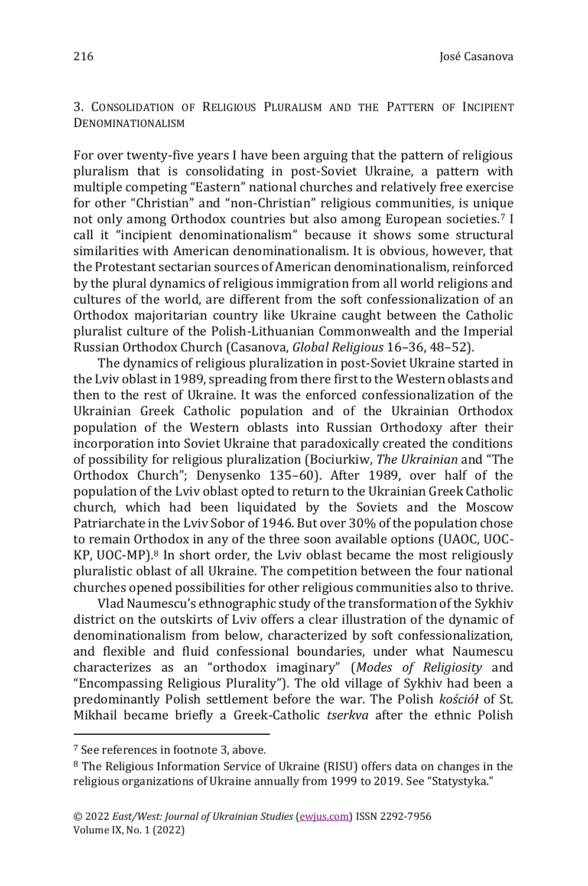## 3. Consolidation of Religious Pluralism and the Pattern of Incipient Denominationalism

For over twenty-five years I have been arguing that the pattern of religious pluralism that is consolidating in post-Soviet Ukraine, a pattern with multiple competing "Eastern" national churches and relatively free exercise for other "Christian" and "non-Christian" religious communities, is unique not only among Orthodox countries but also among European societies.[7] I call it "incipient denominationalism" because it shows some structural similarities with American denominationalism. It is obvious, however, that the Protestant sectarian sources of American denominationalism, reinforced by the plural dynamics of religious immigration from all world religions and cultures of the world, are different from the soft confessionalization of an Orthodox majoritarian country like Ukraine caught between the Catholic pluralist culture of the Polish-Lithuanian Commonwealth and the Imperial Russian Orthodox Church (Casanova, *Global Religious* 16–36, 48–52).

The dynamics of religious pluralization in post-Soviet Ukraine started in the Lviv oblast in 1989, spreading from there first to the Western oblasts and then to the rest of Ukraine. It was the enforced confessionalization of the Ukrainian Greek Catholic population and of the Ukrainian Orthodox population of the Western oblasts into Russian Orthodoxy after their incorporation into Soviet Ukraine that paradoxically created the conditions of possibility for religious pluralization (Bociurkiw, *The Ukrainian* and "The Orthodox Church"; Denysenko 135–60). After 1989, over half of the population of the Lviv oblast opted to return to the Ukrainian Greek Catholic church, which had been liquidated by the Soviets and the Moscow Patriarchate in the Lviv Sobor of 1946. But over 30% of the population chose to remain Orthodox in any of the three soon available options (UAOC, UOC-KP, UOC-MP).[8] In short order, the Lviv oblast became the most religiously pluralistic oblast of all Ukraine. The competition between the four national churches opened possibilities for other religious communities also to thrive.

Vlad Naumescu's ethnographic study of the transformation of the Sykhiv district on the outskirts of Lviv offers a clear illustration of the dynamic of denominationalism from below, characterized by soft confessionalization, and flexible and fluid confessional boundaries, under what Naumescu characterizes as an "orthodox imaginary" (*Modes of Religiosity* and "Encompassing Religious Plurality"). The old village of Sykhiv had been a predominantly Polish settlement before the war. The Polish *kościół* of St. Mikhail became briefly a Greek-Catholic *tserkva* after the ethnic Polish

---

[7] See references in footnote 3, above.

[8] The Religious Information Service of Ukraine (RISU) offers data on changes in the religious organizations of Ukraine annually from 1999 to 2019. See "Statystyka."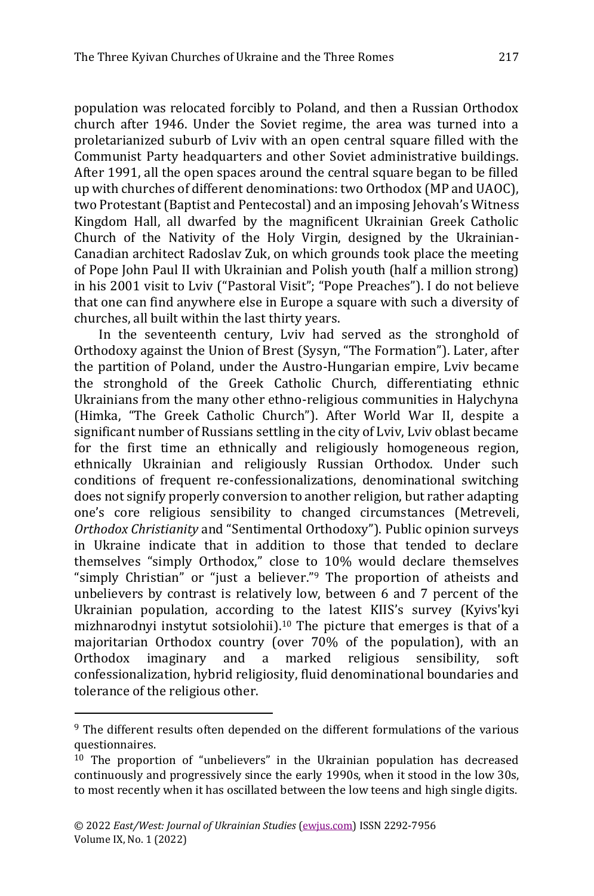population was relocated forcibly to Poland, and then a Russian Orthodox church after 1946. Under the Soviet regime, the area was turned into a proletarianized suburb of Lviv with an open central square filled with the Communist Party headquarters and other Soviet administrative buildings. After 1991, all the open spaces around the central square began to be filled up with churches of different denominations: two Orthodox (MP and UAOC), two Protestant (Baptist and Pentecostal) and an imposing Jehovah's Witness Kingdom Hall, all dwarfed by the magnificent Ukrainian Greek Catholic Church of the Nativity of the Holy Virgin, designed by the Ukrainian-Canadian architect Radoslav Zuk, on which grounds took place the meeting of Pope John Paul II with Ukrainian and Polish youth (half a million strong) in his 2001 visit to Lviv ("Pastoral Visit"; "Pope Preaches"). I do not believe that one can find anywhere else in Europe a square with such a diversity of churches, all built within the last thirty years.

In the seventeenth century, Lviv had served as the stronghold of Orthodoxy against the Union of Brest (Sysyn, "The Formation"). Later, after the partition of Poland, under the Austro-Hungarian empire, Lviv became the stronghold of the Greek Catholic Church, differentiating ethnic Ukrainians from the many other ethno-religious communities in Halychyna (Himka, "The Greek Catholic Church"). After World War II, despite a significant number of Russians settling in the city of Lviv, Lviv oblast became for the first time an ethnically and religiously homogeneous region, ethnically Ukrainian and religiously Russian Orthodox. Under such conditions of frequent re-confessionalizations, denominational switching does not signify properly conversion to another religion, but rather adapting one's core religious sensibility to changed circumstances (Metreveli, *Orthodox Christianity* and "Sentimental Orthodoxy"). Public opinion surveys in Ukraine indicate that in addition to those that tended to declare themselves "simply Orthodox," close to 10% would declare themselves "simply Christian" or "just a believer."[9] The proportion of atheists and unbelievers by contrast is relatively low, between 6 and 7 percent of the Ukrainian population, according to the latest KIIS's survey (Kyivs'kyi mizhnarodnyi instytut sotsiolohii).[10] The picture that emerges is that of a majoritarian Orthodox country (over 70% of the population), with an Orthodox imaginary and a marked religious sensibility, soft confessionalization, hybrid religiosity, fluid denominational boundaries and tolerance of the religious other.

---

[9] The different results often depended on the different formulations of the various questionnaires.

[10] The proportion of "unbelievers" in the Ukrainian population has decreased continuously and progressively since the early 1990s, when it stood in the low 30s, to most recently when it has oscillated between the low teens and high single digits.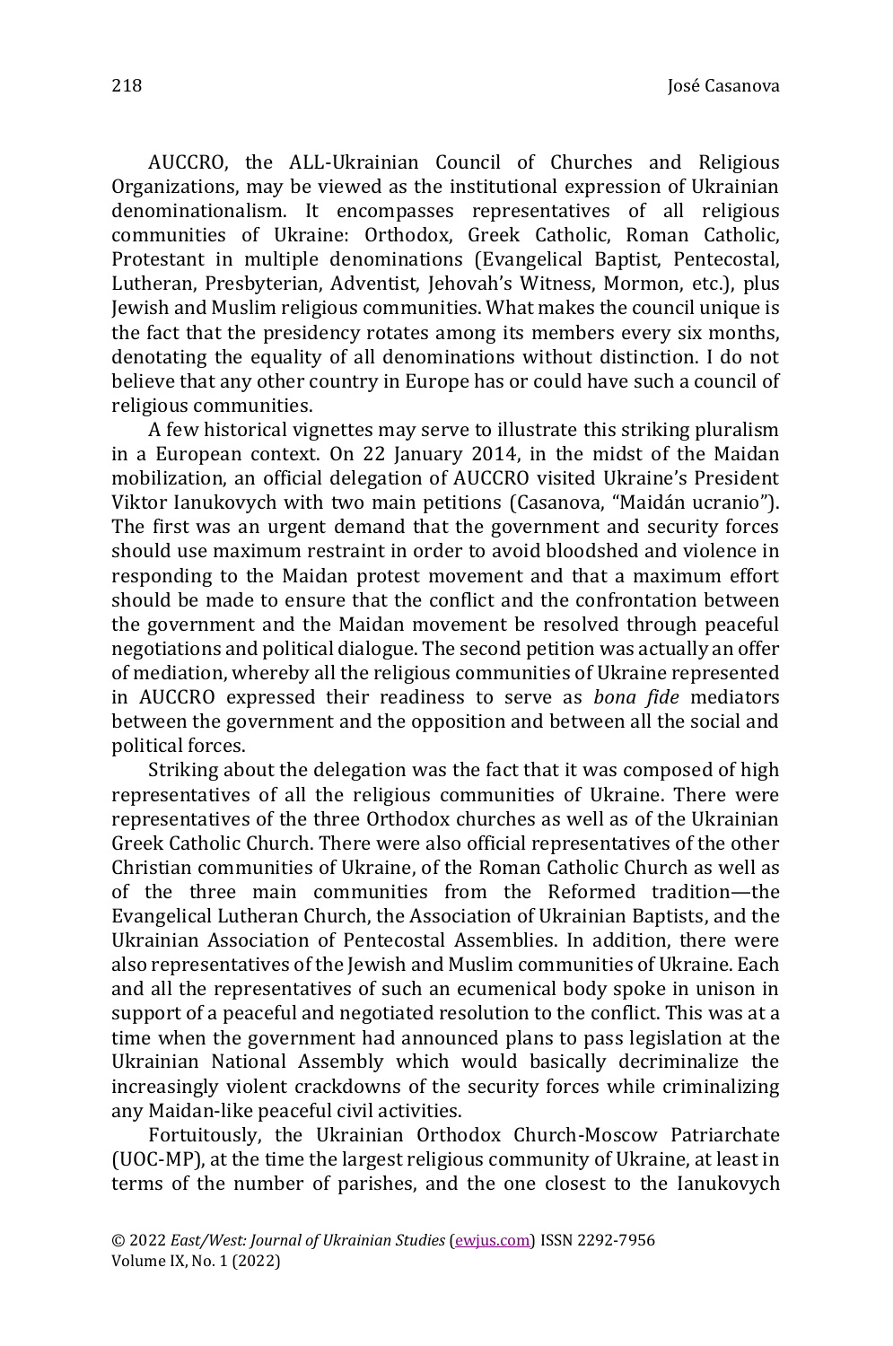AUCCRO, the ALL-Ukrainian Council of Churches and Religious Organizations, may be viewed as the institutional expression of Ukrainian denominationalism. It encompasses representatives of all religious communities of Ukraine: Orthodox, Greek Catholic, Roman Catholic, Protestant in multiple denominations (Evangelical Baptist, Pentecostal, Lutheran, Presbyterian, Adventist, Jehovah's Witness, Mormon, etc.), plus Jewish and Muslim religious communities. What makes the council unique is the fact that the presidency rotates among its members every six months, denotating the equality of all denominations without distinction. I do not believe that any other country in Europe has or could have such a council of religious communities.

A few historical vignettes may serve to illustrate this striking pluralism in a European context. On 22 January 2014, in the midst of the Maidan mobilization, an official delegation of AUCCRO visited Ukraine's President Viktor Ianukovych with two main petitions (Casanova, "Maidán ucranio"). The first was an urgent demand that the government and security forces should use maximum restraint in order to avoid bloodshed and violence in responding to the Maidan protest movement and that a maximum effort should be made to ensure that the conflict and the confrontation between the government and the Maidan movement be resolved through peaceful negotiations and political dialogue. The second petition was actually an offer of mediation, whereby all the religious communities of Ukraine represented in AUCCRO expressed their readiness to serve as *bona fide* mediators between the government and the opposition and between all the social and political forces.

Striking about the delegation was the fact that it was composed of high representatives of all the religious communities of Ukraine. There were representatives of the three Orthodox churches as well as of the Ukrainian Greek Catholic Church. There were also official representatives of the other Christian communities of Ukraine, of the Roman Catholic Church as well as of the three main communities from the Reformed tradition—the Evangelical Lutheran Church, the Association of Ukrainian Baptists, and the Ukrainian Association of Pentecostal Assemblies. In addition, there were also representatives of the Jewish and Muslim communities of Ukraine. Each and all the representatives of such an ecumenical body spoke in unison in support of a peaceful and negotiated resolution to the conflict. This was at a time when the government had announced plans to pass legislation at the Ukrainian National Assembly which would basically decriminalize the increasingly violent crackdowns of the security forces while criminalizing any Maidan-like peaceful civil activities.

Fortuitously, the Ukrainian Orthodox Church-Moscow Patriarchate (UOC-MP), at the time the largest religious community of Ukraine, at least in terms of the number of parishes, and the one closest to the Ianukovych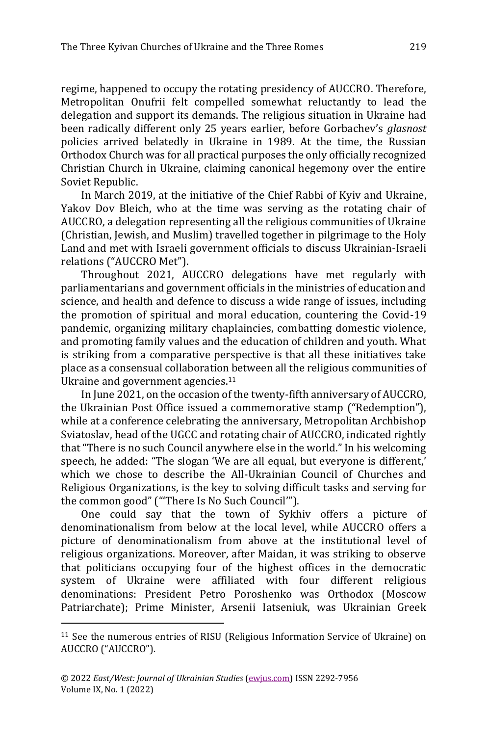regime, happened to occupy the rotating presidency of AUCCRO. Therefore, Metropolitan Onufrii felt compelled somewhat reluctantly to lead the delegation and support its demands. The religious situation in Ukraine had been radically different only 25 years earlier, before Gorbachev's *glasnost* policies arrived belatedly in Ukraine in 1989. At the time, the Russian Orthodox Church was for all practical purposes the only officially recognized Christian Church in Ukraine, claiming canonical hegemony over the entire Soviet Republic.

In March 2019, at the initiative of the Chief Rabbi of Kyiv and Ukraine, Yakov Dov Bleich, who at the time was serving as the rotating chair of AUCCRO, a delegation representing all the religious communities of Ukraine (Christian, Jewish, and Muslim) travelled together in pilgrimage to the Holy Land and met with Israeli government officials to discuss Ukrainian-Israeli relations ("AUCCRO Met").

Throughout 2021, AUCCRO delegations have met regularly with parliamentarians and government officials in the ministries of education and science, and health and defence to discuss a wide range of issues, including the promotion of spiritual and moral education, countering the Covid-19 pandemic, organizing military chaplaincies, combatting domestic violence, and promoting family values and the education of children and youth. What is striking from a comparative perspective is that all these initiatives take place as a consensual collaboration between all the religious communities of Ukraine and government agencies.[11]

In June 2021, on the occasion of the twenty-fifth anniversary of AUCCRO, the Ukrainian Post Office issued a commemorative stamp ("Redemption"), while at a conference celebrating the anniversary, Metropolitan Archbishop Sviatoslav, head of the UGCC and rotating chair of AUCCRO, indicated rightly that "There is no such Council anywhere else in the world." In his welcoming speech, he added: "The slogan 'We are all equal, but everyone is different,' which we chose to describe the All-Ukrainian Council of Churches and Religious Organizations, is the key to solving difficult tasks and serving for the common good" ("'There Is No Such Council'").

One could say that the town of Sykhiv offers a picture of denominationalism from below at the local level, while AUCCRO offers a picture of denominationalism from above at the institutional level of religious organizations. Moreover, after Maidan, it was striking to observe that politicians occupying four of the highest offices in the democratic system of Ukraine were affiliated with four different religious denominations: President Petro Poroshenko was Orthodox (Moscow Patriarchate); Prime Minister, Arsenii Iatseniuk, was Ukrainian Greek

---

[11] See the numerous entries of RISU (Religious Information Service of Ukraine) on AUCCRO ("AUCCRO").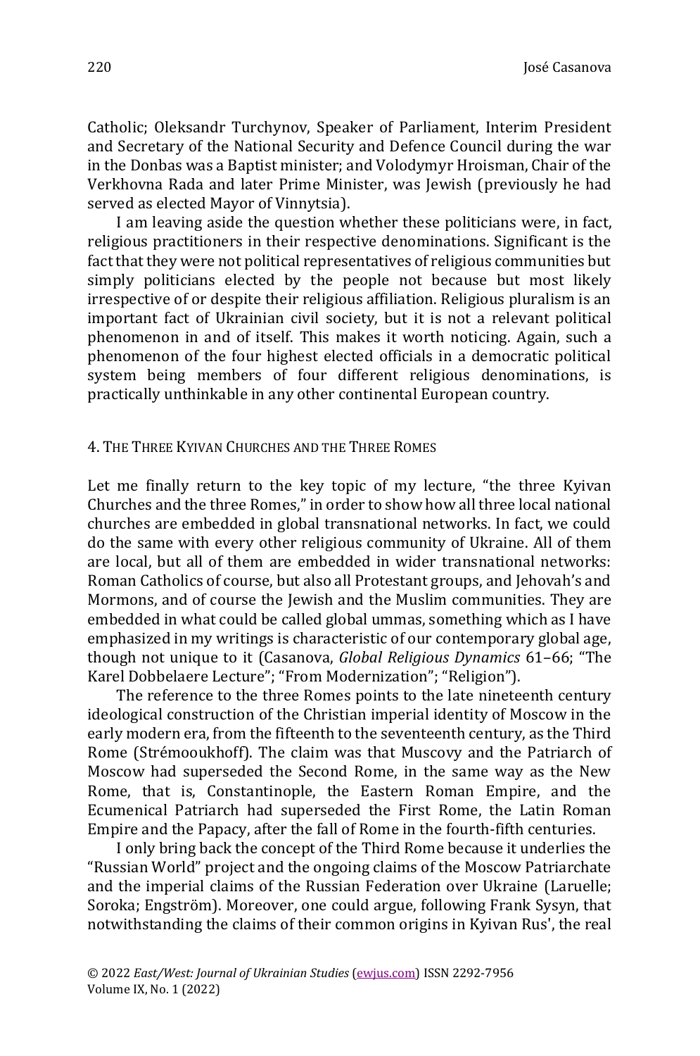Catholic; Oleksandr Turchynov, Speaker of Parliament, Interim President and Secretary of the National Security and Defence Council during the war in the Donbas was a Baptist minister; and Volodymyr Hroisman, Chair of the Verkhovna Rada and later Prime Minister, was Jewish (previously he had served as elected Mayor of Vinnytsia).

I am leaving aside the question whether these politicians were, in fact, religious practitioners in their respective denominations. Significant is the fact that they were not political representatives of religious communities but simply politicians elected by the people not because but most likely irrespective of or despite their religious affiliation. Religious pluralism is an important fact of Ukrainian civil society, but it is not a relevant political phenomenon in and of itself. This makes it worth noticing. Again, such a phenomenon of the four highest elected officials in a democratic political system being members of four different religious denominations, is practically unthinkable in any other continental European country.

## 4. The Three Kyivan Churches and the Three Romes

Let me finally return to the key topic of my lecture, "the three Kyivan Churches and the three Romes," in order to show how all three local national churches are embedded in global transnational networks. In fact, we could do the same with every other religious community of Ukraine. All of them are local, but all of them are embedded in wider transnational networks: Roman Catholics of course, but also all Protestant groups, and Jehovah's and Mormons, and of course the Jewish and the Muslim communities. They are embedded in what could be called global ummas, something which as I have emphasized in my writings is characteristic of our contemporary global age, though not unique to it (Casanova, *Global Religious Dynamics* 61–66; "The Karel Dobbelaere Lecture"; "From Modernization"; "Religion").

The reference to the three Romes points to the late nineteenth century ideological construction of the Christian imperial identity of Moscow in the early modern era, from the fifteenth to the seventeenth century, as the Third Rome (Strémooukhoff). The claim was that Muscovy and the Patriarch of Moscow had superseded the Second Rome, in the same way as the New Rome, that is, Constantinople, the Eastern Roman Empire, and the Ecumenical Patriarch had superseded the First Rome, the Latin Roman Empire and the Papacy, after the fall of Rome in the fourth-fifth centuries.

I only bring back the concept of the Third Rome because it underlies the "Russian World" project and the ongoing claims of the Moscow Patriarchate and the imperial claims of the Russian Federation over Ukraine (Laruelle; Soroka; Engström). Moreover, one could argue, following Frank Sysyn, that notwithstanding the claims of their common origins in Kyivan Rus', the real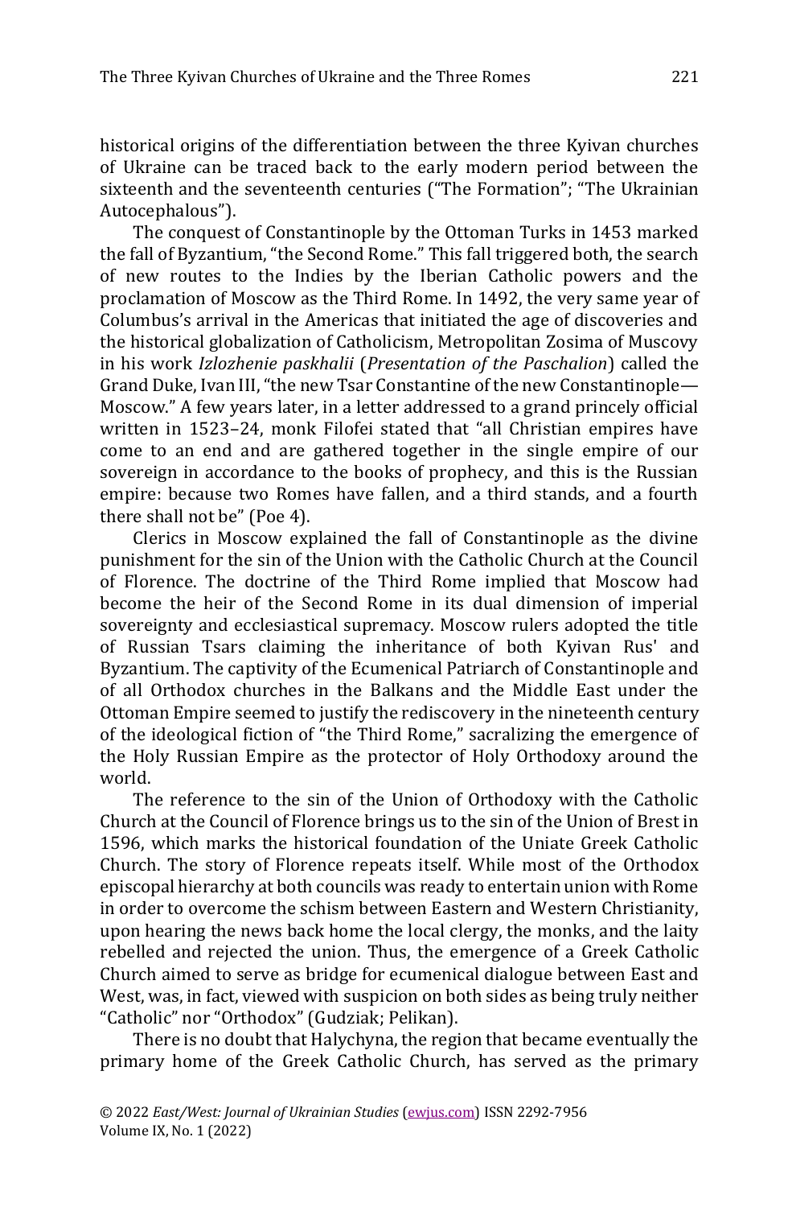historical origins of the differentiation between the three Kyivan churches of Ukraine can be traced back to the early modern period between the sixteenth and the seventeenth centuries ("The Formation"; "The Ukrainian Autocephalous").

The conquest of Constantinople by the Ottoman Turks in 1453 marked the fall of Byzantium, "the Second Rome." This fall triggered both, the search of new routes to the Indies by the Iberian Catholic powers and the proclamation of Moscow as the Third Rome. In 1492, the very same year of Columbus's arrival in the Americas that initiated the age of discoveries and the historical globalization of Catholicism, Metropolitan Zosima of Muscovy in his work *Izlozhenie paskhalii* (*Presentation of the Paschalion*) called the Grand Duke, Ivan III, "the new Tsar Constantine of the new Constantinople—Moscow." A few years later, in a letter addressed to a grand princely official written in 1523–24, monk Filofei stated that "all Christian empires have come to an end and are gathered together in the single empire of our sovereign in accordance to the books of prophecy, and this is the Russian empire: because two Romes have fallen, and a third stands, and a fourth there shall not be" (Poe 4).

Clerics in Moscow explained the fall of Constantinople as the divine punishment for the sin of the Union with the Catholic Church at the Council of Florence. The doctrine of the Third Rome implied that Moscow had become the heir of the Second Rome in its dual dimension of imperial sovereignty and ecclesiastical supremacy. Moscow rulers adopted the title of Russian Tsars claiming the inheritance of both Kyivan Rus' and Byzantium. The captivity of the Ecumenical Patriarch of Constantinople and of all Orthodox churches in the Balkans and the Middle East under the Ottoman Empire seemed to justify the rediscovery in the nineteenth century of the ideological fiction of "the Third Rome," sacralizing the emergence of the Holy Russian Empire as the protector of Holy Orthodoxy around the world.

The reference to the sin of the Union of Orthodoxy with the Catholic Church at the Council of Florence brings us to the sin of the Union of Brest in 1596, which marks the historical foundation of the Uniate Greek Catholic Church. The story of Florence repeats itself. While most of the Orthodox episcopal hierarchy at both councils was ready to entertain union with Rome in order to overcome the schism between Eastern and Western Christianity, upon hearing the news back home the local clergy, the monks, and the laity rebelled and rejected the union. Thus, the emergence of a Greek Catholic Church aimed to serve as bridge for ecumenical dialogue between East and West, was, in fact, viewed with suspicion on both sides as being truly neither "Catholic" nor "Orthodox" (Gudziak; Pelikan).

There is no doubt that Halychyna, the region that became eventually the primary home of the Greek Catholic Church, has served as the primary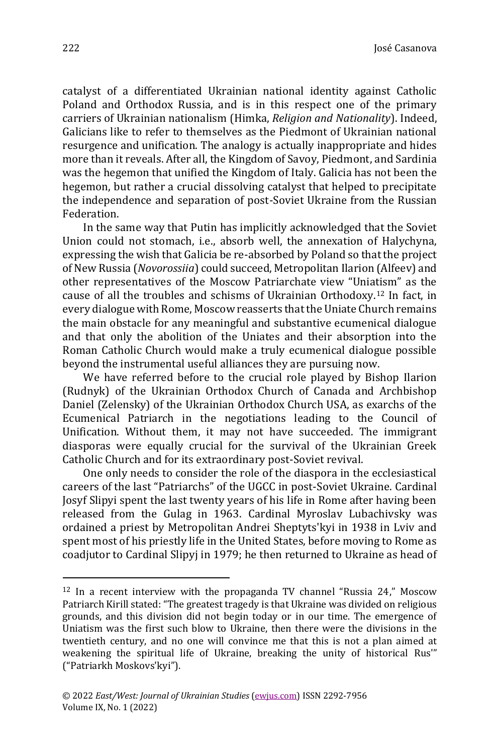catalyst of a differentiated Ukrainian national identity against Catholic Poland and Orthodox Russia, and is in this respect one of the primary carriers of Ukrainian nationalism (Himka, *Religion and Nationality*). Indeed, Galicians like to refer to themselves as the Piedmont of Ukrainian national resurgence and unification. The analogy is actually inappropriate and hides more than it reveals. After all, the Kingdom of Savoy, Piedmont, and Sardinia was the hegemon that unified the Kingdom of Italy. Galicia has not been the hegemon, but rather a crucial dissolving catalyst that helped to precipitate the independence and separation of post-Soviet Ukraine from the Russian Federation.

In the same way that Putin has implicitly acknowledged that the Soviet Union could not stomach, i.e., absorb well, the annexation of Halychyna, expressing the wish that Galicia be re-absorbed by Poland so that the project of New Russia (*Novorossiia*) could succeed, Metropolitan Ilarion (Alfeev) and other representatives of the Moscow Patriarchate view "Uniatism" as the cause of all the troubles and schisms of Ukrainian Orthodoxy.[12] In fact, in every dialogue with Rome, Moscow reasserts that the Uniate Church remains the main obstacle for any meaningful and substantive ecumenical dialogue and that only the abolition of the Uniates and their absorption into the Roman Catholic Church would make a truly ecumenical dialogue possible beyond the instrumental useful alliances they are pursuing now.

We have referred before to the crucial role played by Bishop Ilarion (Rudnyk) of the Ukrainian Orthodox Church of Canada and Archbishop Daniel (Zelensky) of the Ukrainian Orthodox Church USA, as exarchs of the Ecumenical Patriarch in the negotiations leading to the Council of Unification. Without them, it may not have succeeded. The immigrant diasporas were equally crucial for the survival of the Ukrainian Greek Catholic Church and for its extraordinary post-Soviet revival.

One only needs to consider the role of the diaspora in the ecclesiastical careers of the last "Patriarchs" of the UGCC in post-Soviet Ukraine. Cardinal Josyf Slipyi spent the last twenty years of his life in Rome after having been released from the Gulag in 1963. Cardinal Myroslav Lubachivsky was ordained a priest by Metropolitan Andrei Sheptyts'kyi in 1938 in Lviv and spent most of his priestly life in the United States, before moving to Rome as coadjutor to Cardinal Slipyj in 1979; he then returned to Ukraine as head of

[12] In a recent interview with the propaganda TV channel "Russia 24," Moscow Patriarch Kirill stated: "The greatest tragedy is that Ukraine was divided on religious grounds, and this division did not begin today or in our time. The emergence of Uniatism was the first such blow to Ukraine, then there were the divisions in the twentieth century, and no one will convince me that this is not a plan aimed at weakening the spiritual life of Ukraine, breaking the unity of historical Rus'" ("Patriarkh Moskovs'kyi").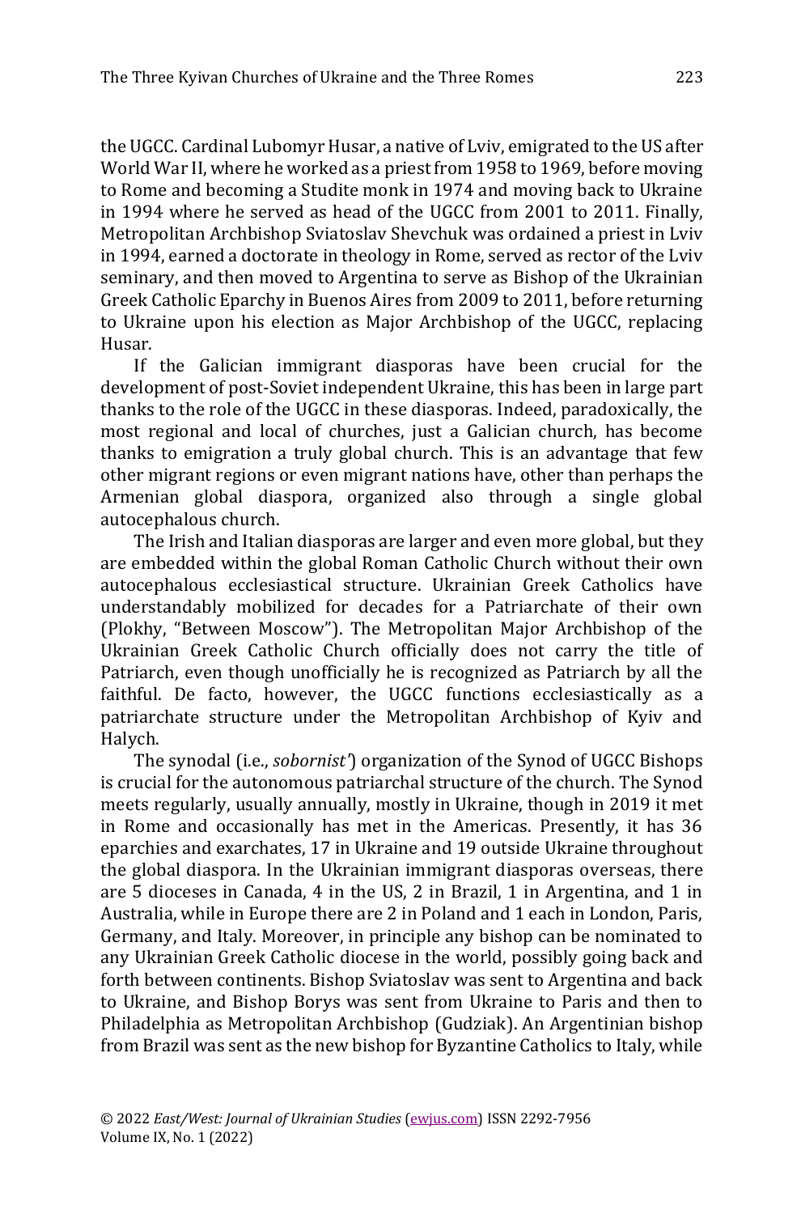the UGCC. Cardinal Lubomyr Husar, a native of Lviv, emigrated to the US after World War II, where he worked as a priest from 1958 to 1969, before moving to Rome and becoming a Studite monk in 1974 and moving back to Ukraine in 1994 where he served as head of the UGCC from 2001 to 2011. Finally, Metropolitan Archbishop Sviatoslav Shevchuk was ordained a priest in Lviv in 1994, earned a doctorate in theology in Rome, served as rector of the Lviv seminary, and then moved to Argentina to serve as Bishop of the Ukrainian Greek Catholic Eparchy in Buenos Aires from 2009 to 2011, before returning to Ukraine upon his election as Major Archbishop of the UGCC, replacing Husar.

If the Galician immigrant diasporas have been crucial for the development of post-Soviet independent Ukraine, this has been in large part thanks to the role of the UGCC in these diasporas. Indeed, paradoxically, the most regional and local of churches, just a Galician church, has become thanks to emigration a truly global church. This is an advantage that few other migrant regions or even migrant nations have, other than perhaps the Armenian global diaspora, organized also through a single global autocephalous church.

The Irish and Italian diasporas are larger and even more global, but they are embedded within the global Roman Catholic Church without their own autocephalous ecclesiastical structure. Ukrainian Greek Catholics have understandably mobilized for decades for a Patriarchate of their own (Plokhy, "Between Moscow"). The Metropolitan Major Archbishop of the Ukrainian Greek Catholic Church officially does not carry the title of Patriarch, even though unofficially he is recognized as Patriarch by all the faithful. De facto, however, the UGCC functions ecclesiastically as a patriarchate structure under the Metropolitan Archbishop of Kyiv and Halych.

The synodal (i.e., *sobornist'*) organization of the Synod of UGCC Bishops is crucial for the autonomous patriarchal structure of the church. The Synod meets regularly, usually annually, mostly in Ukraine, though in 2019 it met in Rome and occasionally has met in the Americas. Presently, it has 36 eparchies and exarchates, 17 in Ukraine and 19 outside Ukraine throughout the global diaspora. In the Ukrainian immigrant diasporas overseas, there are 5 dioceses in Canada, 4 in the US, 2 in Brazil, 1 in Argentina, and 1 in Australia, while in Europe there are 2 in Poland and 1 each in London, Paris, Germany, and Italy. Moreover, in principle any bishop can be nominated to any Ukrainian Greek Catholic diocese in the world, possibly going back and forth between continents. Bishop Sviatoslav was sent to Argentina and back to Ukraine, and Bishop Borys was sent from Ukraine to Paris and then to Philadelphia as Metropolitan Archbishop (Gudziak). An Argentinian bishop from Brazil was sent as the new bishop for Byzantine Catholics to Italy, while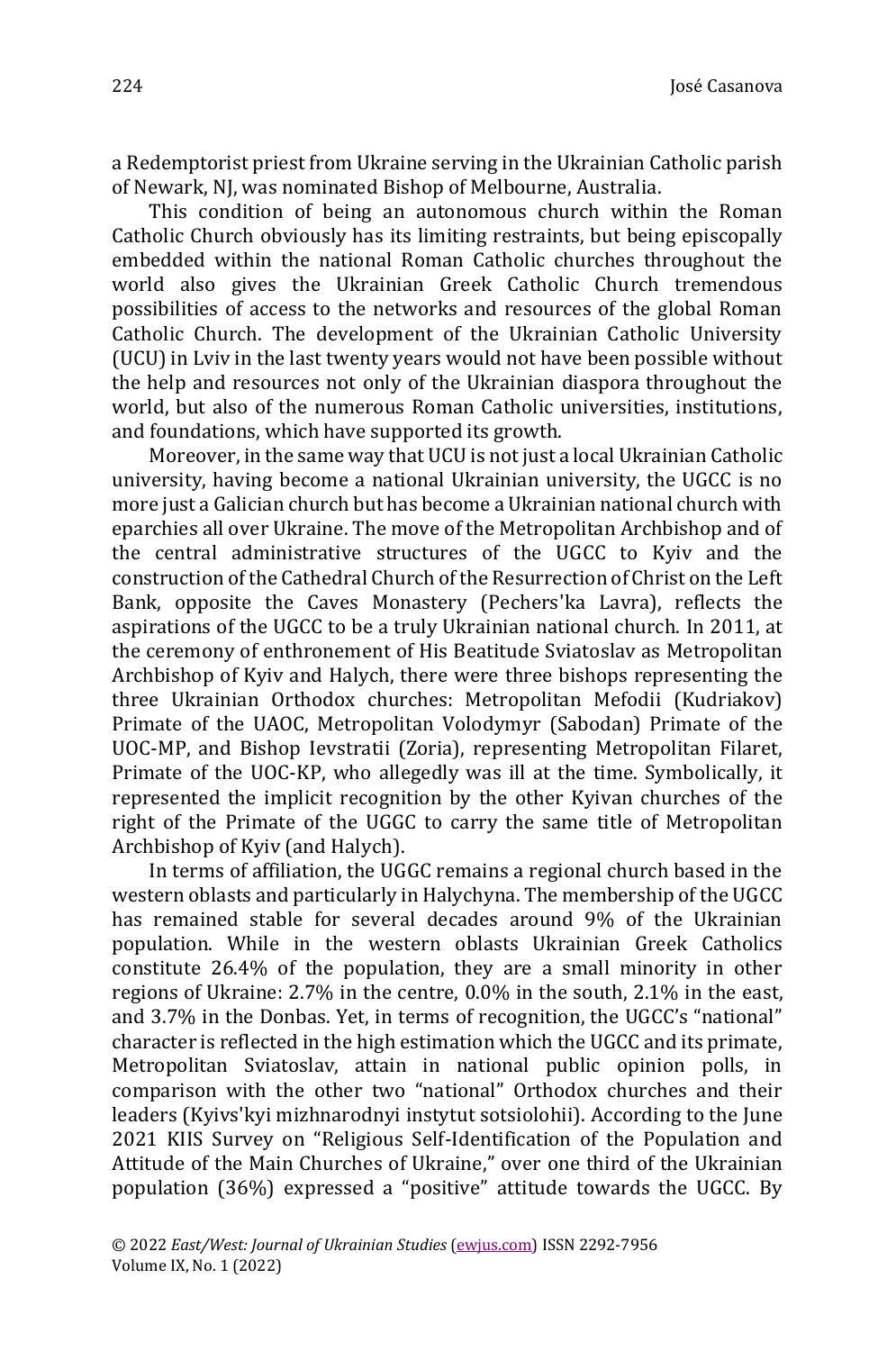a Redemptorist priest from Ukraine serving in the Ukrainian Catholic parish of Newark, NJ, was nominated Bishop of Melbourne, Australia.

This condition of being an autonomous church within the Roman Catholic Church obviously has its limiting restraints, but being episcopally embedded within the national Roman Catholic churches throughout the world also gives the Ukrainian Greek Catholic Church tremendous possibilities of access to the networks and resources of the global Roman Catholic Church. The development of the Ukrainian Catholic University (UCU) in Lviv in the last twenty years would not have been possible without the help and resources not only of the Ukrainian diaspora throughout the world, but also of the numerous Roman Catholic universities, institutions, and foundations, which have supported its growth.

Moreover, in the same way that UCU is not just a local Ukrainian Catholic university, having become a national Ukrainian university, the UGCC is no more just a Galician church but has become a Ukrainian national church with eparchies all over Ukraine. The move of the Metropolitan Archbishop and of the central administrative structures of the UGCC to Kyiv and the construction of the Cathedral Church of the Resurrection of Christ on the Left Bank, opposite the Caves Monastery (Pechers'ka Lavra), reflects the aspirations of the UGCC to be a truly Ukrainian national church. In 2011, at the ceremony of enthronement of His Beatitude Sviatoslav as Metropolitan Archbishop of Kyiv and Halych, there were three bishops representing the three Ukrainian Orthodox churches: Metropolitan Mefodii (Kudriakov) Primate of the UAOC, Metropolitan Volodymyr (Sabodan) Primate of the UOC-MP, and Bishop Ievstratii (Zoria), representing Metropolitan Filaret, Primate of the UOC-KP, who allegedly was ill at the time. Symbolically, it represented the implicit recognition by the other Kyivan churches of the right of the Primate of the UGGC to carry the same title of Metropolitan Archbishop of Kyiv (and Halych).

In terms of affiliation, the UGGC remains a regional church based in the western oblasts and particularly in Halychyna. The membership of the UGCC has remained stable for several decades around 9% of the Ukrainian population. While in the western oblasts Ukrainian Greek Catholics constitute 26.4% of the population, they are a small minority in other regions of Ukraine: 2.7% in the centre, 0.0% in the south, 2.1% in the east, and 3.7% in the Donbas. Yet, in terms of recognition, the UGCC's "national" character is reflected in the high estimation which the UGCC and its primate, Metropolitan Sviatoslav, attain in national public opinion polls, in comparison with the other two "national" Orthodox churches and their leaders (Kyivs'kyi mizhnarodnyi instytut sotsiolohii). According to the June 2021 KIIS Survey on "Religious Self-Identification of the Population and Attitude of the Main Churches of Ukraine," over one third of the Ukrainian population (36%) expressed a "positive" attitude towards the UGCC. By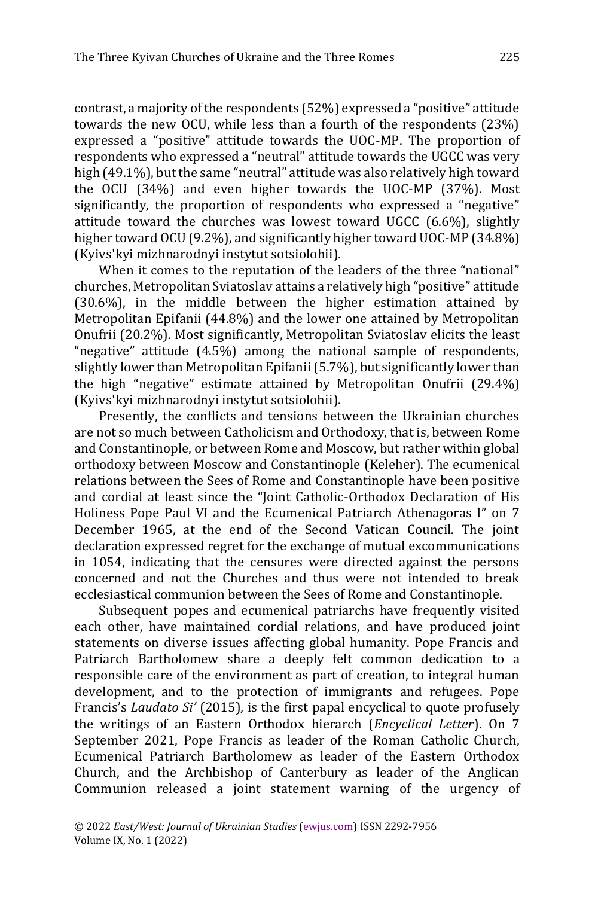contrast, a majority of the respondents (52%) expressed a "positive" attitude towards the new OCU, while less than a fourth of the respondents (23%) expressed a "positive" attitude towards the UOC-MP. The proportion of respondents who expressed a "neutral" attitude towards the UGCC was very high (49.1%), but the same "neutral" attitude was also relatively high toward the OCU (34%) and even higher towards the UOC-MP (37%). Most significantly, the proportion of respondents who expressed a "negative" attitude toward the churches was lowest toward UGCC (6.6%), slightly higher toward OCU (9.2%), and significantly higher toward UOC-MP (34.8%) (Kyivs'kyi mizhnarodnyi instytut sotsiolohii).

When it comes to the reputation of the leaders of the three "national" churches, Metropolitan Sviatoslav attains a relatively high "positive" attitude (30.6%), in the middle between the higher estimation attained by Metropolitan Epifanii (44.8%) and the lower one attained by Metropolitan Onufrii (20.2%). Most significantly, Metropolitan Sviatoslav elicits the least "negative" attitude (4.5%) among the national sample of respondents, slightly lower than Metropolitan Epifanii (5.7%), but significantly lower than the high "negative" estimate attained by Metropolitan Onufrii (29.4%) (Kyivs'kyi mizhnarodnyi instytut sotsiolohii).

Presently, the conflicts and tensions between the Ukrainian churches are not so much between Catholicism and Orthodoxy, that is, between Rome and Constantinople, or between Rome and Moscow, but rather within global orthodoxy between Moscow and Constantinople (Keleher). The ecumenical relations between the Sees of Rome and Constantinople have been positive and cordial at least since the "Joint Catholic-Orthodox Declaration of His Holiness Pope Paul VI and the Ecumenical Patriarch Athenagoras I" on 7 December 1965, at the end of the Second Vatican Council. The joint declaration expressed regret for the exchange of mutual excommunications in 1054, indicating that the censures were directed against the persons concerned and not the Churches and thus were not intended to break ecclesiastical communion between the Sees of Rome and Constantinople.

Subsequent popes and ecumenical patriarchs have frequently visited each other, have maintained cordial relations, and have produced joint statements on diverse issues affecting global humanity. Pope Francis and Patriarch Bartholomew share a deeply felt common dedication to a responsible care of the environment as part of creation, to integral human development, and to the protection of immigrants and refugees. Pope Francis's *Laudato Si'* (2015), is the first papal encyclical to quote profusely the writings of an Eastern Orthodox hierarch (*Encyclical Letter*). On 7 September 2021, Pope Francis as leader of the Roman Catholic Church, Ecumenical Patriarch Bartholomew as leader of the Eastern Orthodox Church, and the Archbishop of Canterbury as leader of the Anglican Communion released a joint statement warning of the urgency of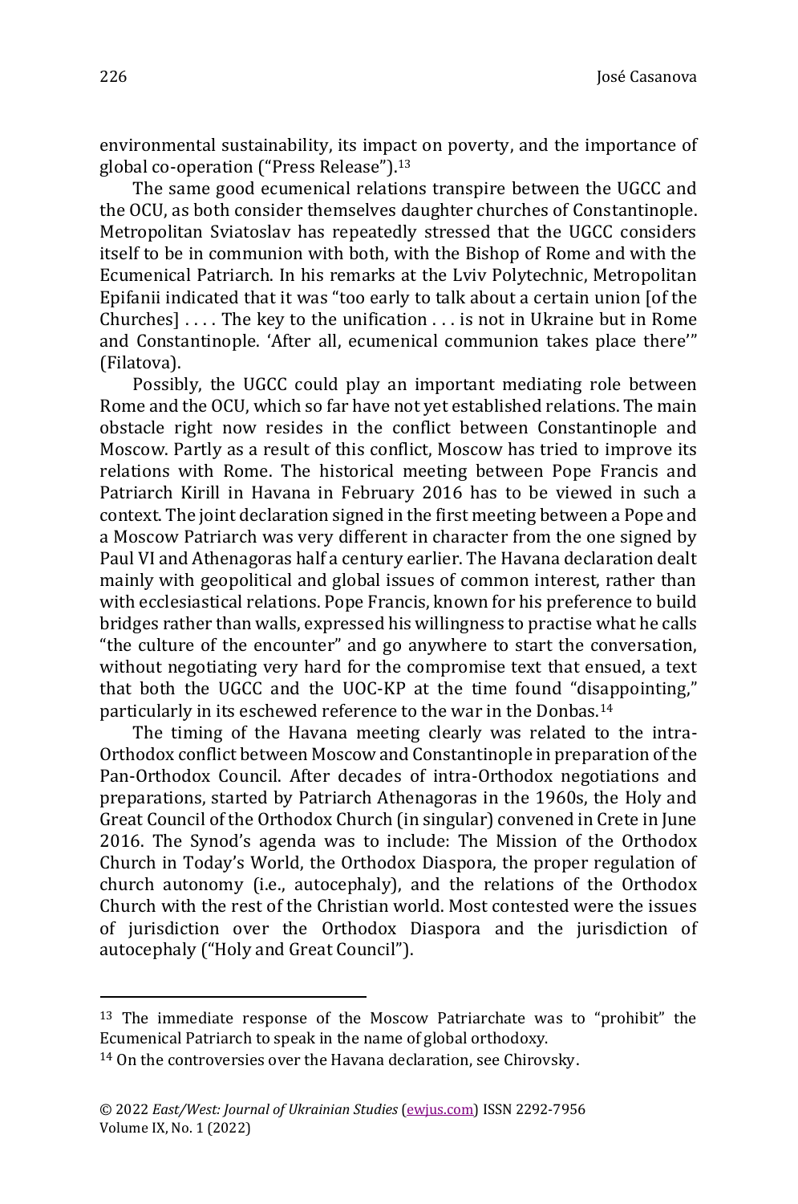environmental sustainability, its impact on poverty, and the importance of global co-operation ("Press Release").[13]

The same good ecumenical relations transpire between the UGCC and the OCU, as both consider themselves daughter churches of Constantinople. Metropolitan Sviatoslav has repeatedly stressed that the UGCC considers itself to be in communion with both, with the Bishop of Rome and with the Ecumenical Patriarch. In his remarks at the Lviv Polytechnic, Metropolitan Epifanii indicated that it was "too early to talk about a certain union [of the Churches] . . . . The key to the unification . . . is not in Ukraine but in Rome and Constantinople. 'After all, ecumenical communion takes place there'" (Filatova).

Possibly, the UGCC could play an important mediating role between Rome and the OCU, which so far have not yet established relations. The main obstacle right now resides in the conflict between Constantinople and Moscow. Partly as a result of this conflict, Moscow has tried to improve its relations with Rome. The historical meeting between Pope Francis and Patriarch Kirill in Havana in February 2016 has to be viewed in such a context. The joint declaration signed in the first meeting between a Pope and a Moscow Patriarch was very different in character from the one signed by Paul VI and Athenagoras half a century earlier. The Havana declaration dealt mainly with geopolitical and global issues of common interest, rather than with ecclesiastical relations. Pope Francis, known for his preference to build bridges rather than walls, expressed his willingness to practise what he calls "the culture of the encounter" and go anywhere to start the conversation, without negotiating very hard for the compromise text that ensued, a text that both the UGCC and the UOC-KP at the time found "disappointing," particularly in its eschewed reference to the war in the Donbas.[14]

The timing of the Havana meeting clearly was related to the intra-Orthodox conflict between Moscow and Constantinople in preparation of the Pan-Orthodox Council. After decades of intra-Orthodox negotiations and preparations, started by Patriarch Athenagoras in the 1960s, the Holy and Great Council of the Orthodox Church (in singular) convened in Crete in June 2016. The Synod's agenda was to include: The Mission of the Orthodox Church in Today's World, the Orthodox Diaspora, the proper regulation of church autonomy (i.e., autocephaly), and the relations of the Orthodox Church with the rest of the Christian world. Most contested were the issues of jurisdiction over the Orthodox Diaspora and the jurisdiction of autocephaly ("Holy and Great Council").

---

[13] The immediate response of the Moscow Patriarchate was to "prohibit" the Ecumenical Patriarch to speak in the name of global orthodoxy.

[14] On the controversies over the Havana declaration, see Chirovsky.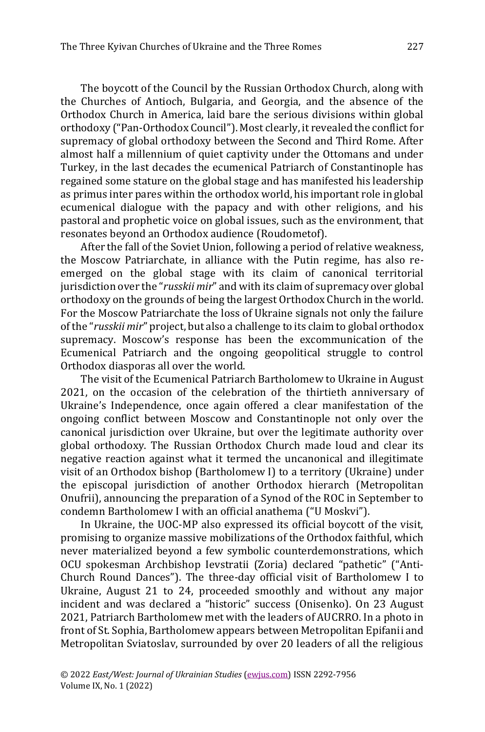The boycott of the Council by the Russian Orthodox Church, along with the Churches of Antioch, Bulgaria, and Georgia, and the absence of the Orthodox Church in America, laid bare the serious divisions within global orthodoxy ("Pan-Orthodox Council"). Most clearly, it revealed the conflict for supremacy of global orthodoxy between the Second and Third Rome. After almost half a millennium of quiet captivity under the Ottomans and under Turkey, in the last decades the ecumenical Patriarch of Constantinople has regained some stature on the global stage and has manifested his leadership as primus inter pares within the orthodox world, his important role in global ecumenical dialogue with the papacy and with other religions, and his pastoral and prophetic voice on global issues, such as the environment, that resonates beyond an Orthodox audience (Roudometof).

After the fall of the Soviet Union, following a period of relative weakness, the Moscow Patriarchate, in alliance with the Putin regime, has also re-emerged on the global stage with its claim of canonical territorial jurisdiction over the "*russkii mir*" and with its claim of supremacy over global orthodoxy on the grounds of being the largest Orthodox Church in the world. For the Moscow Patriarchate the loss of Ukraine signals not only the failure of the "*russkii mir*" project, but also a challenge to its claim to global orthodox supremacy. Moscow's response has been the excommunication of the Ecumenical Patriarch and the ongoing geopolitical struggle to control Orthodox diasporas all over the world.

The visit of the Ecumenical Patriarch Bartholomew to Ukraine in August 2021, on the occasion of the celebration of the thirtieth anniversary of Ukraine's Independence, once again offered a clear manifestation of the ongoing conflict between Moscow and Constantinople not only over the canonical jurisdiction over Ukraine, but over the legitimate authority over global orthodoxy. The Russian Orthodox Church made loud and clear its negative reaction against what it termed the uncanonical and illegitimate visit of an Orthodox bishop (Bartholomew I) to a territory (Ukraine) under the episcopal jurisdiction of another Orthodox hierarch (Metropolitan Onufrii), announcing the preparation of a Synod of the ROC in September to condemn Bartholomew I with an official anathema ("U Moskvi").

In Ukraine, the UOC-MP also expressed its official boycott of the visit, promising to organize massive mobilizations of the Orthodox faithful, which never materialized beyond a few symbolic counterdemonstrations, which OCU spokesman Archbishop Ievstratii (Zoria) declared "pathetic" ("Anti-Church Round Dances"). The three-day official visit of Bartholomew I to Ukraine, August 21 to 24, proceeded smoothly and without any major incident and was declared a "historic" success (Onisenko). On 23 August 2021, Patriarch Bartholomew met with the leaders of AUCRRO. In a photo in front of St. Sophia, Bartholomew appears between Metropolitan Epifanii and Metropolitan Sviatoslav, surrounded by over 20 leaders of all the religious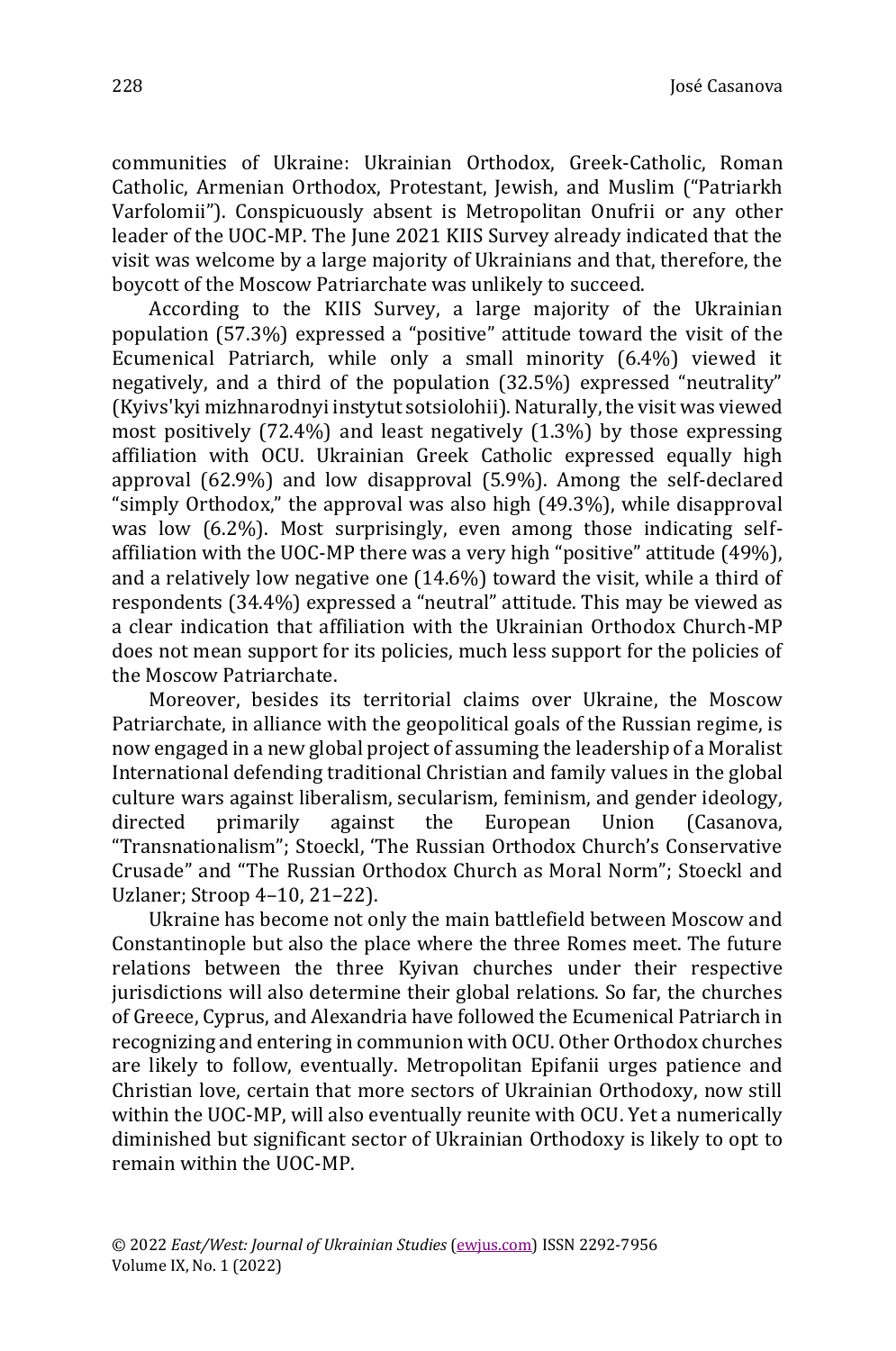communities of Ukraine: Ukrainian Orthodox, Greek-Catholic, Roman Catholic, Armenian Orthodox, Protestant, Jewish, and Muslim ("Patriarkh Varfolomii"). Conspicuously absent is Metropolitan Onufrii or any other leader of the UOC-MP. The June 2021 KIIS Survey already indicated that the visit was welcome by a large majority of Ukrainians and that, therefore, the boycott of the Moscow Patriarchate was unlikely to succeed.

According to the KIIS Survey, a large majority of the Ukrainian population (57.3%) expressed a "positive" attitude toward the visit of the Ecumenical Patriarch, while only a small minority (6.4%) viewed it negatively, and a third of the population (32.5%) expressed "neutrality" (Kyivs'kyi mizhnarodnyi instytut sotsiolohii). Naturally, the visit was viewed most positively (72.4%) and least negatively (1.3%) by those expressing affiliation with OCU. Ukrainian Greek Catholic expressed equally high approval (62.9%) and low disapproval (5.9%). Among the self-declared "simply Orthodox," the approval was also high (49.3%), while disapproval was low (6.2%). Most surprisingly, even among those indicating self-affiliation with the UOC-MP there was a very high "positive" attitude (49%), and a relatively low negative one (14.6%) toward the visit, while a third of respondents (34.4%) expressed a "neutral" attitude. This may be viewed as a clear indication that affiliation with the Ukrainian Orthodox Church-MP does not mean support for its policies, much less support for the policies of the Moscow Patriarchate.

Moreover, besides its territorial claims over Ukraine, the Moscow Patriarchate, in alliance with the geopolitical goals of the Russian regime, is now engaged in a new global project of assuming the leadership of a Moralist International defending traditional Christian and family values in the global culture wars against liberalism, secularism, feminism, and gender ideology, directed primarily against the European Union (Casanova, "Transnationalism"; Stoeckl, 'The Russian Orthodox Church's Conservative Crusade" and "The Russian Orthodox Church as Moral Norm"; Stoeckl and Uzlaner; Stroop 4–10, 21–22).

Ukraine has become not only the main battlefield between Moscow and Constantinople but also the place where the three Romes meet. The future relations between the three Kyivan churches under their respective jurisdictions will also determine their global relations. So far, the churches of Greece, Cyprus, and Alexandria have followed the Ecumenical Patriarch in recognizing and entering in communion with OCU. Other Orthodox churches are likely to follow, eventually. Metropolitan Epifanii urges patience and Christian love, certain that more sectors of Ukrainian Orthodoxy, now still within the UOC-MP, will also eventually reunite with OCU. Yet a numerically diminished but significant sector of Ukrainian Orthodoxy is likely to opt to remain within the UOC-MP.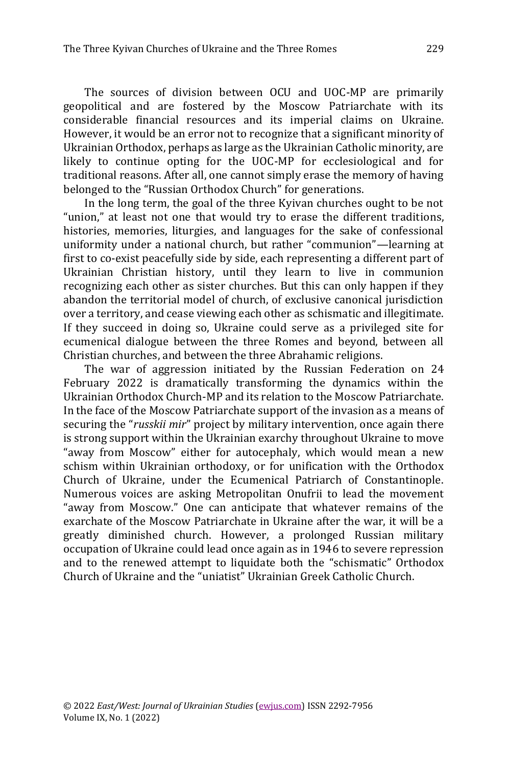The sources of division between OCU and UOC-MP are primarily geopolitical and are fostered by the Moscow Patriarchate with its considerable financial resources and its imperial claims on Ukraine. However, it would be an error not to recognize that a significant minority of Ukrainian Orthodox, perhaps as large as the Ukrainian Catholic minority, are likely to continue opting for the UOC-MP for ecclesiological and for traditional reasons. After all, one cannot simply erase the memory of having belonged to the "Russian Orthodox Church" for generations.

In the long term, the goal of the three Kyivan churches ought to be not "union," at least not one that would try to erase the different traditions, histories, memories, liturgies, and languages for the sake of confessional uniformity under a national church, but rather "communion"—learning at first to co-exist peacefully side by side, each representing a different part of Ukrainian Christian history, until they learn to live in communion recognizing each other as sister churches. But this can only happen if they abandon the territorial model of church, of exclusive canonical jurisdiction over a territory, and cease viewing each other as schismatic and illegitimate. If they succeed in doing so, Ukraine could serve as a privileged site for ecumenical dialogue between the three Romes and beyond, between all Christian churches, and between the three Abrahamic religions.

The war of aggression initiated by the Russian Federation on 24 February 2022 is dramatically transforming the dynamics within the Ukrainian Orthodox Church-MP and its relation to the Moscow Patriarchate. In the face of the Moscow Patriarchate support of the invasion as a means of securing the "*russkii mir*" project by military intervention, once again there is strong support within the Ukrainian exarchy throughout Ukraine to move "away from Moscow" either for autocephaly, which would mean a new schism within Ukrainian orthodoxy, or for unification with the Orthodox Church of Ukraine, under the Ecumenical Patriarch of Constantinople. Numerous voices are asking Metropolitan Onufrii to lead the movement "away from Moscow." One can anticipate that whatever remains of the exarchate of the Moscow Patriarchate in Ukraine after the war, it will be a greatly diminished church. However, a prolonged Russian military occupation of Ukraine could lead once again as in 1946 to severe repression and to the renewed attempt to liquidate both the "schismatic" Orthodox Church of Ukraine and the "uniatist" Ukrainian Greek Catholic Church.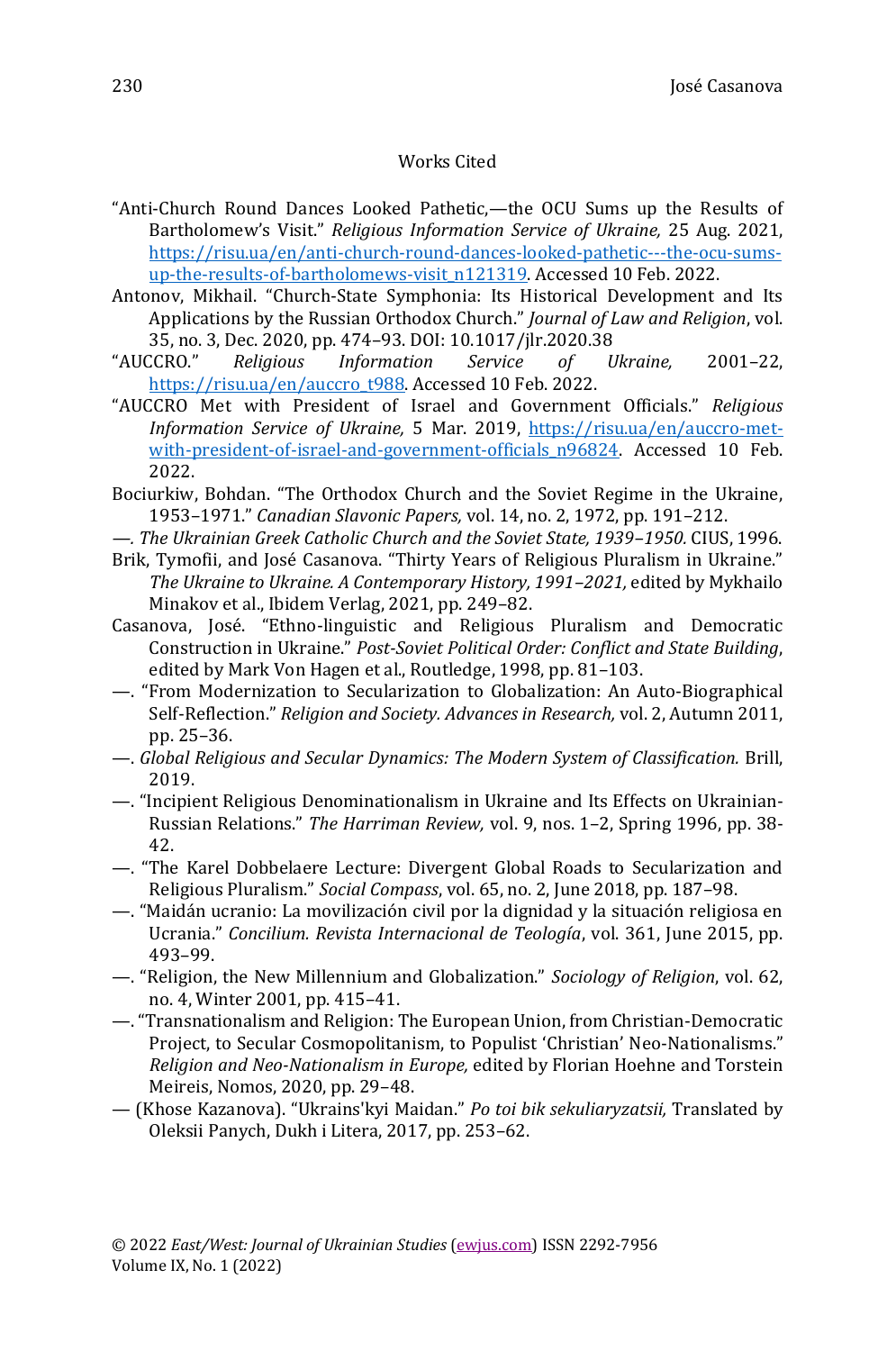## Works Cited

"Anti-Church Round Dances Looked Pathetic,—the OCU Sums up the Results of Bartholomew's Visit." *Religious Information Service of Ukraine,* 25 Aug. 2021, https://risu.ua/en/anti-church-round-dances-looked-pathetic---the-ocu-sums-up-the-results-of-bartholomews-visit_n121319. Accessed 10 Feb. 2022.

Antonov, Mikhail. "Church-State Symphonia: Its Historical Development and Its Applications by the Russian Orthodox Church." *Journal of Law and Religion*, vol. 35, no. 3, Dec. 2020, pp. 474–93. DOI: 10.1017/jlr.2020.38

"AUCCRO." *Religious Information Service of Ukraine,* 2001–22, https://risu.ua/en/auccro_t988. Accessed 10 Feb. 2022.

"AUCCRO Met with President of Israel and Government Officials." *Religious Information Service of Ukraine,* 5 Mar. 2019, https://risu.ua/en/auccro-met-with-president-of-israel-and-government-officials_n96824. Accessed 10 Feb. 2022.

Bociurkiw, Bohdan. "The Orthodox Church and the Soviet Regime in the Ukraine, 1953–1971." *Canadian Slavonic Papers,* vol. 14, no. 2, 1972, pp. 191–212.

—. *The Ukrainian Greek Catholic Church and the Soviet State, 1939–1950.* CIUS, 1996.

Brik, Tymofii, and José Casanova. "Thirty Years of Religious Pluralism in Ukraine." *The Ukraine to Ukraine. A Contemporary History, 1991–2021,* edited by Mykhailo Minakov et al., Ibidem Verlag, 2021, pp. 249–82.

Casanova, José. "Ethno-linguistic and Religious Pluralism and Democratic Construction in Ukraine." *Post-Soviet Political Order: Conflict and State Building*, edited by Mark Von Hagen et al., Routledge, 1998, pp. 81–103.

—. "From Modernization to Secularization to Globalization: An Auto-Biographical Self-Reflection." *Religion and Society. Advances in Research,* vol. 2, Autumn 2011, pp. 25–36.

—. *Global Religious and Secular Dynamics: The Modern System of Classification.* Brill, 2019.

—. "Incipient Religious Denominationalism in Ukraine and Its Effects on Ukrainian-Russian Relations." *The Harriman Review,* vol. 9, nos. 1–2, Spring 1996, pp. 38-42.

—. "The Karel Dobbelaere Lecture: Divergent Global Roads to Secularization and Religious Pluralism." *Social Compass*, vol. 65, no. 2, June 2018, pp. 187–98.

—. "Maidán ucranio: La movilización civil por la dignidad y la situación religiosa en Ucrania." *Concilium. Revista Internacional de Teología*, vol. 361, June 2015, pp. 493–99.

—. "Religion, the New Millennium and Globalization." *Sociology of Religion*, vol. 62, no. 4, Winter 2001, pp. 415–41.

—. "Transnationalism and Religion: The European Union, from Christian-Democratic Project, to Secular Cosmopolitanism, to Populist 'Christian' Neo-Nationalisms." *Religion and Neo-Nationalism in Europe,* edited by Florian Hoehne and Torstein Meireis, Nomos, 2020, pp. 29–48.

— (Khose Kazanova). "Ukrains'kyi Maidan." *Po toi bik sekuliaryzatsii,* Translated by Oleksii Panych, Dukh i Litera, 2017, pp. 253–62.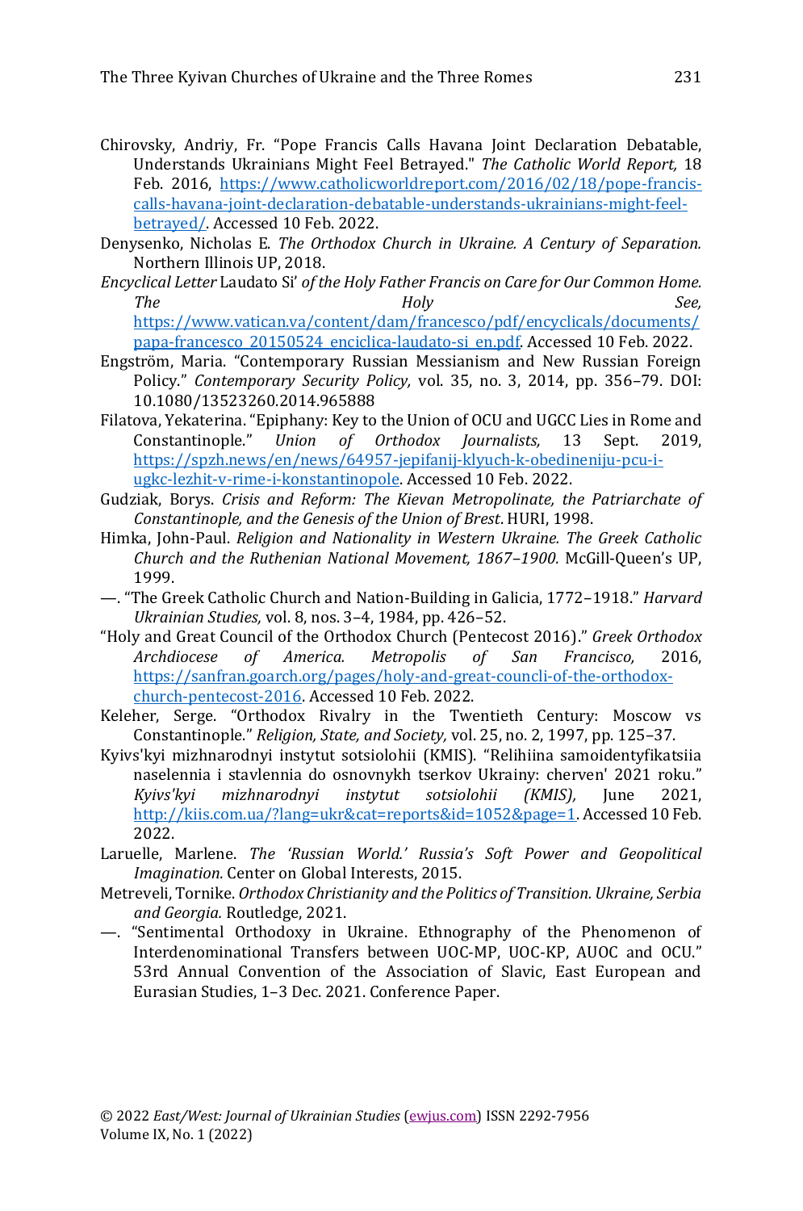Chirovsky, Andriy, Fr. “Pope Francis Calls Havana Joint Declaration Debatable, Understands Ukrainians Might Feel Betrayed." *The Catholic World Report,* 18 Feb. 2016, https://www.catholicworldreport.com/2016/02/18/pope-francis-calls-havana-joint-declaration-debatable-understands-ukrainians-might-feel-betrayed/. Accessed 10 Feb. 2022.

Denysenko, Nicholas E. *The Orthodox Church in Ukraine. A Century of Separation.* Northern Illinois UP, 2018.

*Encyclical Letter* Laudato Si’ *of the Holy Father Francis on Care for Our Common Home. The Holy See,* https://www.vatican.va/content/dam/francesco/pdf/encyclicals/documents/papa-francesco_20150524_enciclica-laudato-si_en.pdf. Accessed 10 Feb. 2022.

Engström, Maria. “Contemporary Russian Messianism and New Russian Foreign Policy.” *Contemporary Security Policy,* vol. 35, no. 3, 2014, pp. 356–79. DOI: 10.1080/13523260.2014.965888

Filatova, Yekaterina. “Epiphany: Key to the Union of OCU and UGCC Lies in Rome and Constantinople.” *Union of Orthodox Journalists,* 13 Sept. 2019, https://spzh.news/en/news/64957-jepifanij-klyuch-k-obedineniju-pcu-i-ugkc-lezhit-v-rime-i-konstantinople. Accessed 10 Feb. 2022.

Gudziak, Borys. *Crisis and Reform: The Kievan Metropolinate, the Patriarchate of Constantinople, and the Genesis of the Union of Brest.* HURI, 1998.

Himka, John-Paul. *Religion and Nationality in Western Ukraine. The Greek Catholic Church and the Ruthenian National Movement, 1867–1900.* McGill-Queen’s UP, 1999.

—. “The Greek Catholic Church and Nation-Building in Galicia, 1772–1918.” *Harvard Ukrainian Studies,* vol. 8, nos. 3–4, 1984, pp. 426–52.

“Holy and Great Council of the Orthodox Church (Pentecost 2016).” *Greek Orthodox Archdiocese of America. Metropolis of San Francisco,* 2016, https://sanfran.goarch.org/pages/holy-and-great-councli-of-the-orthodox-church-pentecost-2016. Accessed 10 Feb. 2022.

Keleher, Serge. “Orthodox Rivalry in the Twentieth Century: Moscow vs Constantinople.” *Religion, State, and Society,* vol. 25, no. 2, 1997, pp. 125–37.

Kyivs'kyi mizhnarodnyi instytut sotsiolohii (KMIS). “Relihiina samoidentyfikatsiia naselennia i stavlennia do osnovnykh tserkov Ukrainy: cherven' 2021 roku.” *Kyivs'kyi mizhnarodnyi instytut sotsiolohii (KMIS),* June 2021, http://kiis.com.ua/?lang=ukr&cat=reports&id=1052&page=1. Accessed 10 Feb. 2022.

Laruelle, Marlene. *The ‘Russian World.’ Russia’s Soft Power and Geopolitical Imagination.* Center on Global Interests, 2015.

Metreveli, Tornike. *Orthodox Christianity and the Politics of Transition. Ukraine, Serbia and Georgia.* Routledge, 2021.

—. “Sentimental Orthodoxy in Ukraine. Ethnography of the Phenomenon of Interdenominational Transfers between UOC-MP, UOC-KP, AUOC and OCU.” 53rd Annual Convention of the Association of Slavic, East European and Eurasian Studies, 1–3 Dec. 2021. Conference Paper.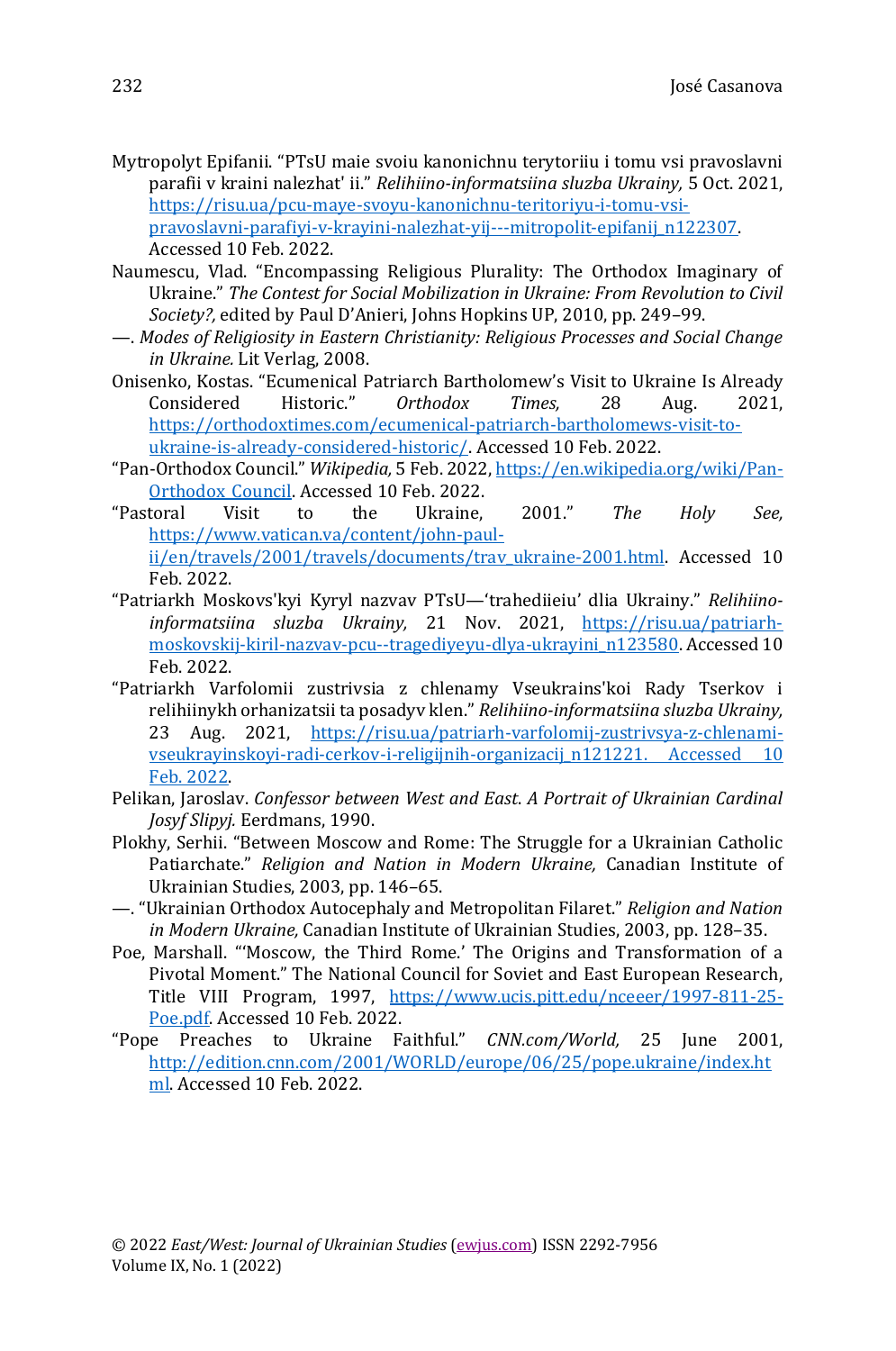Mytropolyt Epifanii. "PTsU maie svoiu kanonichnu terytoriiu i tomu vsi pravoslavni parafii v kraini nalezhat' ii." *Relihiino-informatsiina sluzba Ukrainy,* 5 Oct. 2021, https://risu.ua/pcu-maye-svoyu-kanonichnu-teritoriyu-i-tomu-vsi-pravoslavni-parafiyi-v-krayini-nalezhat-yij---mitropolit-epifanij_n122307. Accessed 10 Feb. 2022.

Naumescu, Vlad. "Encompassing Religious Plurality: The Orthodox Imaginary of Ukraine." *The Contest for Social Mobilization in Ukraine: From Revolution to Civil Society?,* edited by Paul D'Anieri, Johns Hopkins UP, 2010, pp. 249–99.

—. *Modes of Religiosity in Eastern Christianity: Religious Processes and Social Change in Ukraine.* Lit Verlag, 2008.

Onisenko, Kostas. "Ecumenical Patriarch Bartholomew's Visit to Ukraine Is Already Considered Historic." *Orthodox Times,* 28 Aug. 2021, https://orthodoxtimes.com/ecumenical-patriarch-bartholomews-visit-to-ukraine-is-already-considered-historic/. Accessed 10 Feb. 2022.

"Pan-Orthodox Council." *Wikipedia,* 5 Feb. 2022, https://en.wikipedia.org/wiki/Pan-Orthodox_Council. Accessed 10 Feb. 2022.

"Pastoral Visit to the Ukraine, 2001." *The Holy See,* https://www.vatican.va/content/john-paul-ii/en/travels/2001/travels/documents/trav_ukraine-2001.html. Accessed 10 Feb. 2022.

"Patriarkh Moskovs'kyi Kyryl nazvav PTsU—'trahediieiu' dlia Ukrainy." *Relihiino-informatsiina sluzba Ukrainy,* 21 Nov. 2021, https://risu.ua/patriarh-moskovskij-kiril-nazvav-pcu--tragediyeyu-dlya-ukrayini_n123580. Accessed 10 Feb. 2022.

"Patriarkh Varfolomii zustrivsia z chlenamy Vseukrains'koi Rady Tserkov i relihiinykh orhanizatsii ta posadyv klen." *Relihiino-informatsiina sluzba Ukrainy,* 23 Aug. 2021, https://risu.ua/patriarh-varfolomij-zustrivsya-z-chlenami-vseukrayinskoyi-radi-cerkov-i-religijnih-organizacij_n121221. Accessed 10 Feb. 2022.

Pelikan, Jaroslav. *Confessor between West and East. A Portrait of Ukrainian Cardinal Josyf Slipyj.* Eerdmans, 1990.

Plokhy, Serhii. "Between Moscow and Rome: The Struggle for a Ukrainian Catholic Patiarchate." *Religion and Nation in Modern Ukraine,* Canadian Institute of Ukrainian Studies, 2003, pp. 146–65.

—. "Ukrainian Orthodox Autocephaly and Metropolitan Filaret." *Religion and Nation in Modern Ukraine,* Canadian Institute of Ukrainian Studies, 2003, pp. 128–35.

Poe, Marshall. "'Moscow, the Third Rome.' The Origins and Transformation of a Pivotal Moment." The National Council for Soviet and East European Research, Title VIII Program, 1997, https://www.ucis.pitt.edu/nceeer/1997-811-25-Poe.pdf. Accessed 10 Feb. 2022.

"Pope Preaches to Ukraine Faithful." *CNN.com/World,* 25 June 2001, http://edition.cnn.com/2001/WORLD/europe/06/25/pope.ukraine/index.html. Accessed 10 Feb. 2022.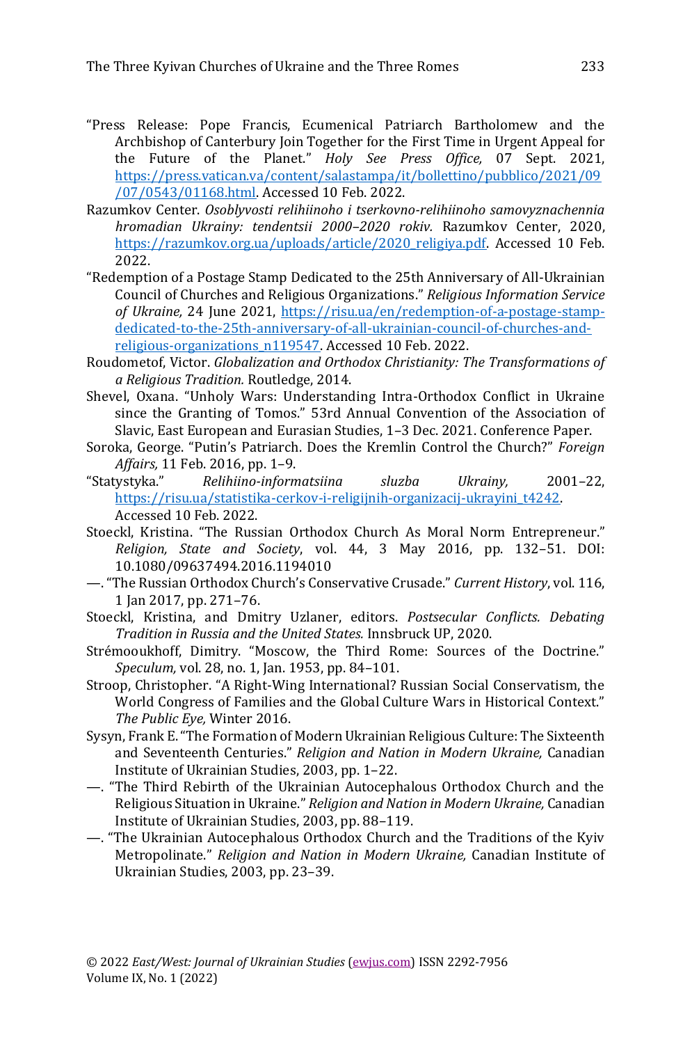"Press Release: Pope Francis, Ecumenical Patriarch Bartholomew and the Archbishop of Canterbury Join Together for the First Time in Urgent Appeal for the Future of the Planet." *Holy See Press Office,* 07 Sept. 2021, https://press.vatican.va/content/salastampa/it/bollettino/pubblico/2021/09/07/0543/01168.html. Accessed 10 Feb. 2022.

Razumkov Center. *Osoblyvosti relihiinoho i tserkovno-relihiinoho samovyznachennia hromadian Ukrainy: tendentsii 2000–2020 rokiv.* Razumkov Center, 2020, https://razumkov.org.ua/uploads/article/2020_religiya.pdf. Accessed 10 Feb. 2022.

"Redemption of a Postage Stamp Dedicated to the 25th Anniversary of All-Ukrainian Council of Churches and Religious Organizations." *Religious Information Service of Ukraine,* 24 June 2021, https://risu.ua/en/redemption-of-a-postage-stamp-dedicated-to-the-25th-anniversary-of-all-ukrainian-council-of-churches-and-religious-organizations_n119547. Accessed 10 Feb. 2022.

Roudometof, Victor. *Globalization and Orthodox Christianity: The Transformations of a Religious Tradition.* Routledge, 2014.

Shevel, Oxana. "Unholy Wars: Understanding Intra-Orthodox Conflict in Ukraine since the Granting of Tomos." 53rd Annual Convention of the Association of Slavic, East European and Eurasian Studies, 1–3 Dec. 2021. Conference Paper.

Soroka, George. "Putin's Patriarch. Does the Kremlin Control the Church?" *Foreign Affairs,* 11 Feb. 2016, pp. 1–9.

"Statystyka." *Relihiino-informatsiina sluzba Ukrainy,* 2001–22, https://risu.ua/statistika-cerkov-i-religijnih-organizacij-ukrayini_t4242. Accessed 10 Feb. 2022.

Stoeckl, Kristina. "The Russian Orthodox Church As Moral Norm Entrepreneur." *Religion, State and Society*, vol. 44, 3 May 2016, pp. 132–51. DOI: 10.1080/09637494.2016.1194010

—. "The Russian Orthodox Church's Conservative Crusade." *Current History*, vol. 116, 1 Jan 2017, pp. 271–76.

Stoeckl, Kristina, and Dmitry Uzlaner, editors. *Postsecular Conflicts. Debating Tradition in Russia and the United States.* Innsbruck UP, 2020.

Strémooukhoff, Dimitry. "Moscow, the Third Rome: Sources of the Doctrine." *Speculum,* vol. 28, no. 1, Jan. 1953, pp. 84–101.

Stroop, Christopher. "A Right-Wing International? Russian Social Conservatism, the World Congress of Families and the Global Culture Wars in Historical Context." *The Public Eye,* Winter 2016.

Sysyn, Frank E. "The Formation of Modern Ukrainian Religious Culture: The Sixteenth and Seventeenth Centuries." *Religion and Nation in Modern Ukraine,* Canadian Institute of Ukrainian Studies, 2003, pp. 1–22.

—. "The Third Rebirth of the Ukrainian Autocephalous Orthodox Church and the Religious Situation in Ukraine." *Religion and Nation in Modern Ukraine,* Canadian Institute of Ukrainian Studies, 2003, pp. 88–119.

—. "The Ukrainian Autocephalous Orthodox Church and the Traditions of the Kyiv Metropolinate." *Religion and Nation in Modern Ukraine,* Canadian Institute of Ukrainian Studies, 2003, pp. 23–39.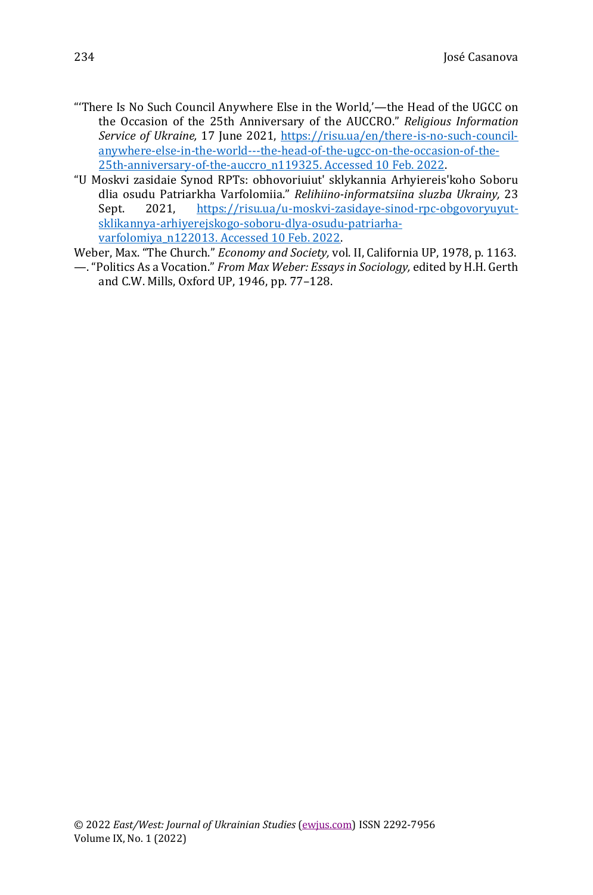"'There Is No Such Council Anywhere Else in the World,'—the Head of the UGCC on the Occasion of the 25th Anniversary of the AUCCRO." *Religious Information Service of Ukraine,* 17 June 2021, https://risu.ua/en/there-is-no-such-council-anywhere-else-in-the-world---the-head-of-the-ugcc-on-the-occasion-of-the-25th-anniversary-of-the-auccro_n119325. Accessed 10 Feb. 2022.

"U Moskvi zasidaie Synod RPTs: obhovoriuiut' sklykannia Arhyiereis'koho Soboru dlia osudu Patriarkha Varfolomiia." *Relihiino-informatsiina sluzba Ukrainy,* 23 Sept. 2021, https://risu.ua/u-moskvi-zasidaye-sinod-rpc-obgovoryuyut-sklikannya-arhiyerejskogo-soboru-dlya-osudu-patriarha-varfolomiya_n122013. Accessed 10 Feb. 2022.

Weber, Max. "The Church." *Economy and Society,* vol. II, California UP, 1978, p. 1163.

—. "Politics As a Vocation." *From Max Weber: Essays in Sociology,* edited by H.H. Gerth and C.W. Mills, Oxford UP, 1946, pp. 77–128.